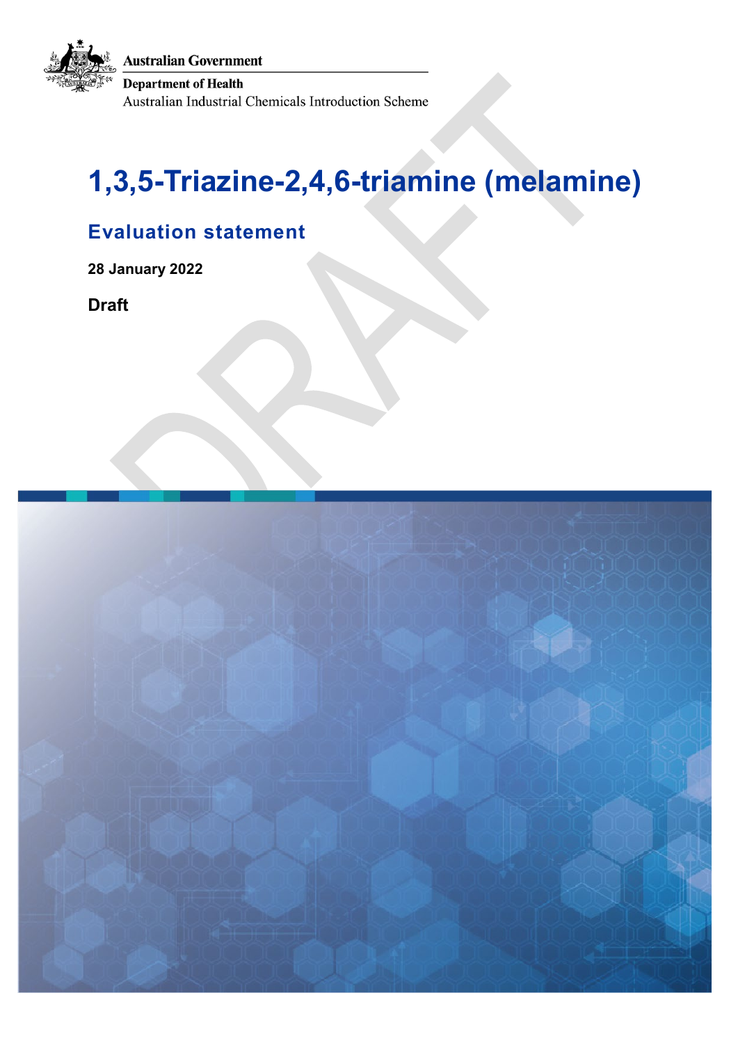Australian Government

Department of Health

Australian Industrial Chemicals Introduction Scheme

# 1,3,5-Triazine-2,4,6-triamine (melamine)

## Evaluation statement

**28 January 2022**

**Draft**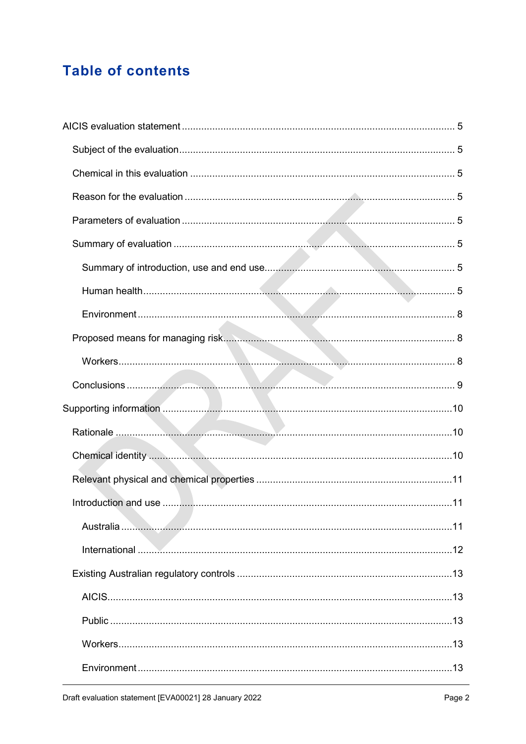# Table of contents

AICIS evaluation statement ........................................................................................ 5

- Subject of the evaluation ........................................................................................ 5
- Chemical in this evaluation ........................................................................................ 5
- Reason for the evaluation ........................................................................................ 5
- Parameters of evaluation ........................................................................................ 5
- Summary of evaluation ........................................................................................ 5
  - Summary of introduction, use and end use ........................................................................................ 5
  - Human health ........................................................................................ 5
  - Environment ........................................................................................ 8
- Proposed means for managing risk ........................................................................................ 8
  - Workers ........................................................................................ 8
- Conclusions ........................................................................................ 9

Supporting information ........................................................................................ 10

- Rationale ........................................................................................ 10
- Chemical identity ........................................................................................ 10
- Relevant physical and chemical properties ........................................................................................ 11
- Introduction and use ........................................................................................ 11
  - Australia ........................................................................................ 11
  - International ........................................................................................ 12
- Existing Australian regulatory controls ........................................................................................ 13
  - AICIS ........................................................................................ 13
  - Public ........................................................................................ 13
  - Workers ........................................................................................ 13
  - Environment ........................................................................................ 13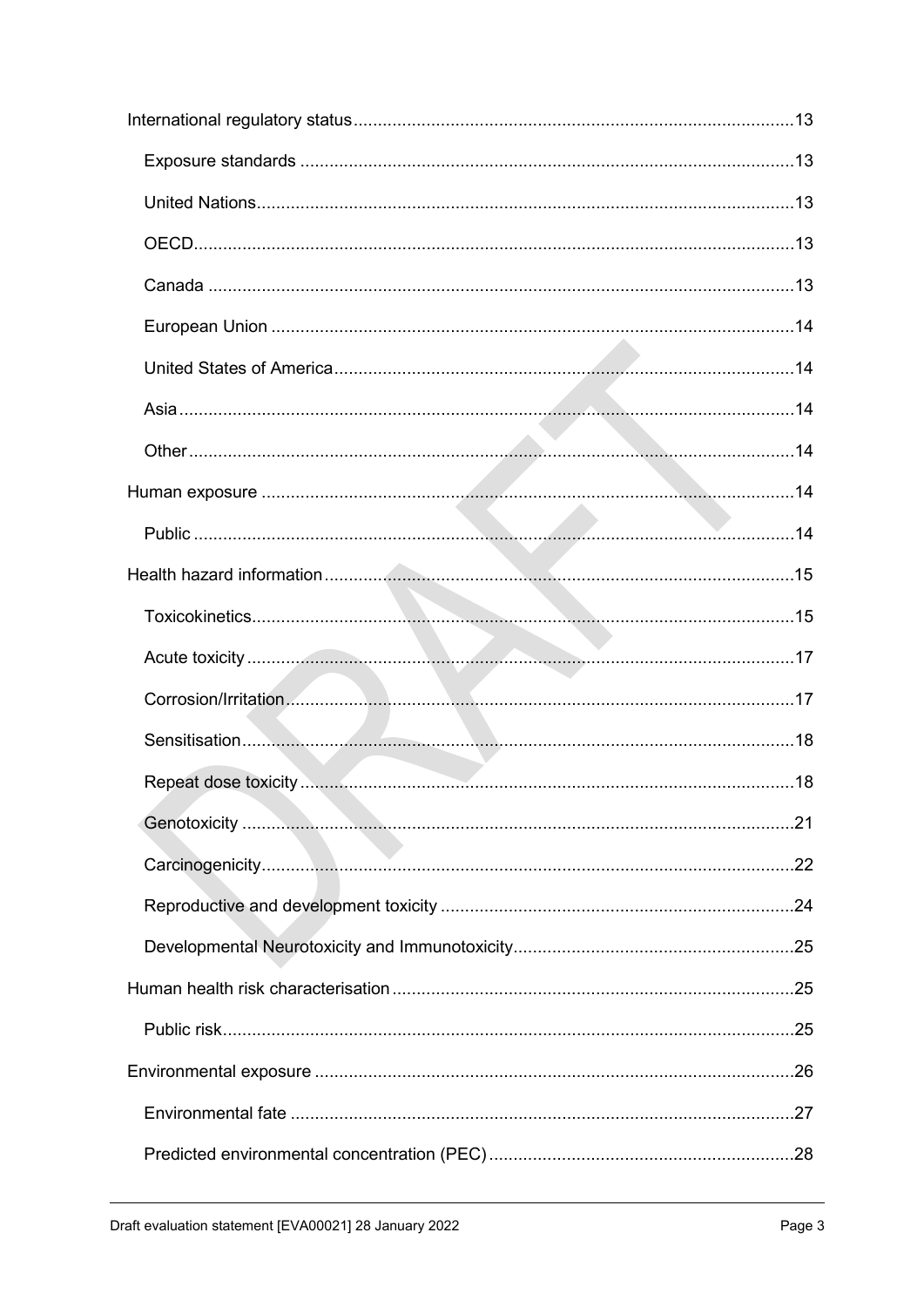International regulatory status .......... 13

- Exposure standards .......... 13
- United Nations .......... 13
- OECD .......... 13
- Canada .......... 13
- European Union .......... 14
- United States of America .......... 14
- Asia .......... 14
- Other .......... 14

Human exposure .......... 14

- Public .......... 14

Health hazard information .......... 15

- Toxicokinetics .......... 15
- Acute toxicity .......... 17
- Corrosion/Irritation .......... 17
- Sensitisation .......... 18
- Repeat dose toxicity .......... 18
- Genotoxicity .......... 21
- Carcinogenicity .......... 22
- Reproductive and development toxicity .......... 24
- Developmental Neurotoxicity and Immunotoxicity .......... 25

Human health risk characterisation .......... 25

- Public risk .......... 25

Environmental exposure .......... 26

- Environmental fate .......... 27
- Predicted environmental concentration (PEC) .......... 28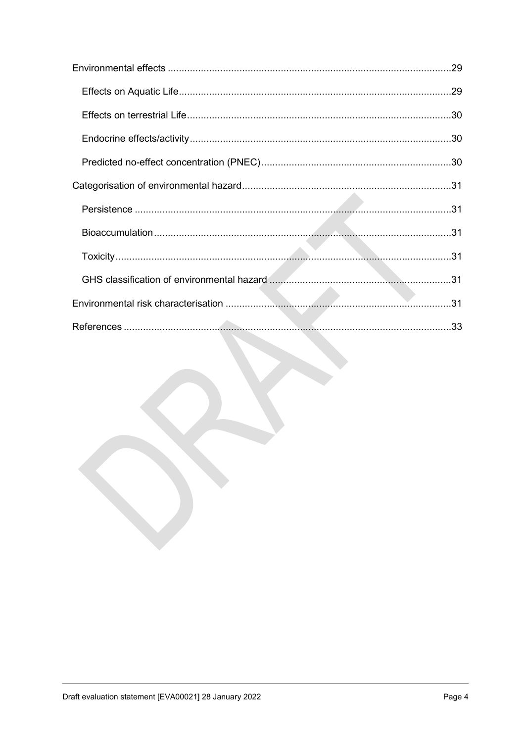Environmental effects ....................................................................................................29

Effects on Aquatic Life................................................................................................29

Effects on terrestrial Life.............................................................................................30

Endocrine effects/activity............................................................................................30

Predicted no-effect concentration (PNEC)...................................................................30

Categorisation of environmental hazard..........................................................................31

Persistence ...............................................................................................................31

Bioaccumulation........................................................................................................31

Toxicity......................................................................................................................31

GHS classification of environmental hazard ................................................................31

Environmental risk characterisation ................................................................................31

References ....................................................................................................................33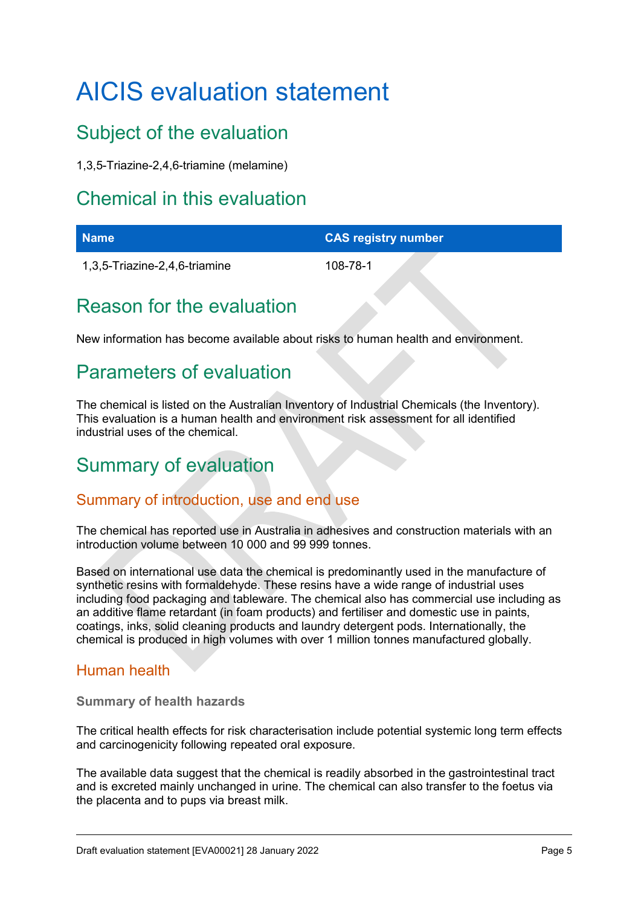# AICIS evaluation statement

## Subject of the evaluation

1,3,5-Triazine-2,4,6-triamine (melamine)

## Chemical in this evaluation

| Name | CAS registry number |
|---|---|
| 1,3,5-Triazine-2,4,6-triamine | 108-78-1 |

## Reason for the evaluation

New information has become available about risks to human health and environment.

## Parameters of evaluation

The chemical is listed on the Australian Inventory of Industrial Chemicals (the Inventory). This evaluation is a human health and environment risk assessment for all identified industrial uses of the chemical.

## Summary of evaluation

### Summary of introduction, use and end use

The chemical has reported use in Australia in adhesives and construction materials with an introduction volume between 10 000 and 99 999 tonnes.

Based on international use data the chemical is predominantly used in the manufacture of synthetic resins with formaldehyde. These resins have a wide range of industrial uses including food packaging and tableware. The chemical also has commercial use including as an additive flame retardant (in foam products) and fertiliser and domestic use in paints, coatings, inks, solid cleaning products and laundry detergent pods. Internationally, the chemical is produced in high volumes with over 1 million tonnes manufactured globally.

### Human health

#### Summary of health hazards

The critical health effects for risk characterisation include potential systemic long term effects and carcinogenicity following repeated oral exposure.

The available data suggest that the chemical is readily absorbed in the gastrointestinal tract and is excreted mainly unchanged in urine. The chemical can also transfer to the foetus via the placenta and to pups via breast milk.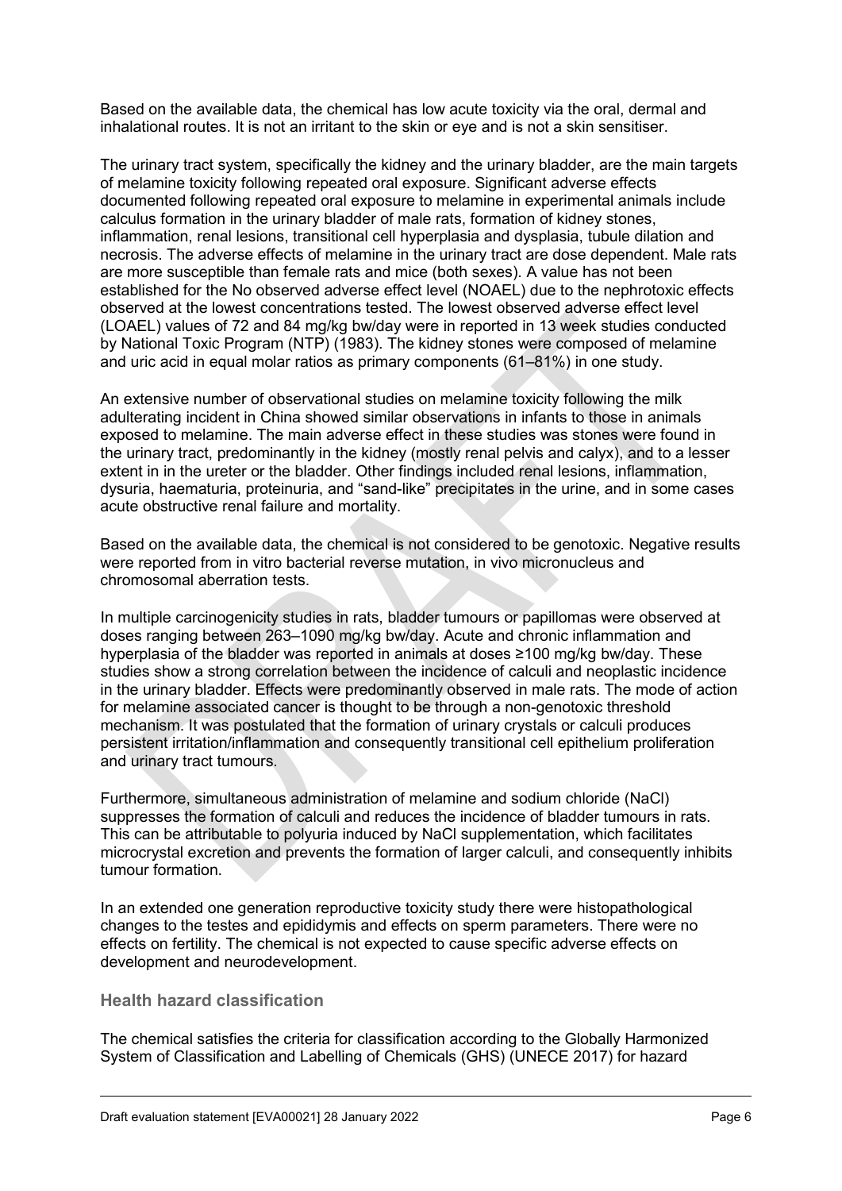Based on the available data, the chemical has low acute toxicity via the oral, dermal and inhalational routes. It is not an irritant to the skin or eye and is not a skin sensitiser.

The urinary tract system, specifically the kidney and the urinary bladder, are the main targets of melamine toxicity following repeated oral exposure. Significant adverse effects documented following repeated oral exposure to melamine in experimental animals include calculus formation in the urinary bladder of male rats, formation of kidney stones, inflammation, renal lesions, transitional cell hyperplasia and dysplasia, tubule dilation and necrosis. The adverse effects of melamine in the urinary tract are dose dependent. Male rats are more susceptible than female rats and mice (both sexes). A value has not been established for the No observed adverse effect level (NOAEL) due to the nephrotoxic effects observed at the lowest concentrations tested. The lowest observed adverse effect level (LOAEL) values of 72 and 84 mg/kg bw/day were in reported in 13 week studies conducted by National Toxic Program (NTP) (1983). The kidney stones were composed of melamine and uric acid in equal molar ratios as primary components (61–81%) in one study.

An extensive number of observational studies on melamine toxicity following the milk adulterating incident in China showed similar observations in infants to those in animals exposed to melamine. The main adverse effect in these studies was stones were found in the urinary tract, predominantly in the kidney (mostly renal pelvis and calyx), and to a lesser extent in in the ureter or the bladder. Other findings included renal lesions, inflammation, dysuria, haematuria, proteinuria, and "sand-like" precipitates in the urine, and in some cases acute obstructive renal failure and mortality.

Based on the available data, the chemical is not considered to be genotoxic. Negative results were reported from in vitro bacterial reverse mutation, in vivo micronucleus and chromosomal aberration tests.

In multiple carcinogenicity studies in rats, bladder tumours or papillomas were observed at doses ranging between 263–1090 mg/kg bw/day. Acute and chronic inflammation and hyperplasia of the bladder was reported in animals at doses ≥100 mg/kg bw/day. These studies show a strong correlation between the incidence of calculi and neoplastic incidence in the urinary bladder. Effects were predominantly observed in male rats. The mode of action for melamine associated cancer is thought to be through a non-genotoxic threshold mechanism. It was postulated that the formation of urinary crystals or calculi produces persistent irritation/inflammation and consequently transitional cell epithelium proliferation and urinary tract tumours.

Furthermore, simultaneous administration of melamine and sodium chloride (NaCl) suppresses the formation of calculi and reduces the incidence of bladder tumours in rats. This can be attributable to polyuria induced by NaCl supplementation, which facilitates microcrystal excretion and prevents the formation of larger calculi, and consequently inhibits tumour formation.

In an extended one generation reproductive toxicity study there were histopathological changes to the testes and epididymis and effects on sperm parameters. There were no effects on fertility. The chemical is not expected to cause specific adverse effects on development and neurodevelopment.

### Health hazard classification

The chemical satisfies the criteria for classification according to the Globally Harmonized System of Classification and Labelling of Chemicals (GHS) (UNECE 2017) for hazard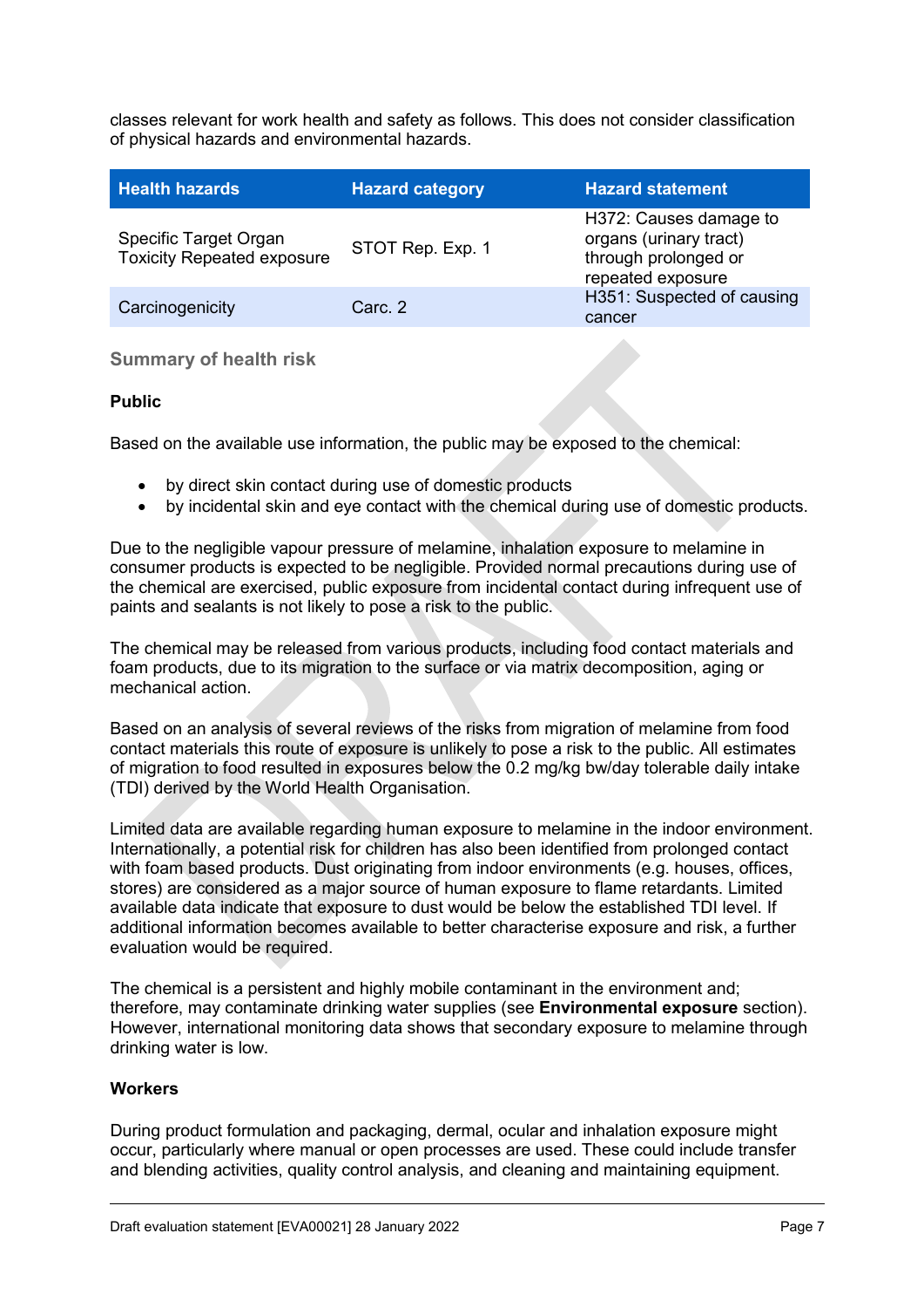classes relevant for work health and safety as follows. This does not consider classification of physical hazards and environmental hazards.

| Health hazards | Hazard category | Hazard statement |
|---|---|---|
| Specific Target Organ Toxicity Repeated exposure | STOT Rep. Exp. 1 | H372: Causes damage to organs (urinary tract) through prolonged or repeated exposure |
| Carcinogenicity | Carc. 2 | H351: Suspected of causing cancer |

### Summary of health risk

**Public**

Based on the available use information, the public may be exposed to the chemical:

- by direct skin contact during use of domestic products
- by incidental skin and eye contact with the chemical during use of domestic products.

Due to the negligible vapour pressure of melamine, inhalation exposure to melamine in consumer products is expected to be negligible. Provided normal precautions during use of the chemical are exercised, public exposure from incidental contact during infrequent use of paints and sealants is not likely to pose a risk to the public.

The chemical may be released from various products, including food contact materials and foam products, due to its migration to the surface or via matrix decomposition, aging or mechanical action.

Based on an analysis of several reviews of the risks from migration of melamine from food contact materials this route of exposure is unlikely to pose a risk to the public. All estimates of migration to food resulted in exposures below the 0.2 mg/kg bw/day tolerable daily intake (TDI) derived by the World Health Organisation.

Limited data are available regarding human exposure to melamine in the indoor environment. Internationally, a potential risk for children has also been identified from prolonged contact with foam based products. Dust originating from indoor environments (e.g. houses, offices, stores) are considered as a major source of human exposure to flame retardants. Limited available data indicate that exposure to dust would be below the established TDI level. If additional information becomes available to better characterise exposure and risk, a further evaluation would be required.

The chemical is a persistent and highly mobile contaminant in the environment and; therefore, may contaminate drinking water supplies (see **Environmental exposure** section). However, international monitoring data shows that secondary exposure to melamine through drinking water is low.

**Workers**

During product formulation and packaging, dermal, ocular and inhalation exposure might occur, particularly where manual or open processes are used. These could include transfer and blending activities, quality control analysis, and cleaning and maintaining equipment.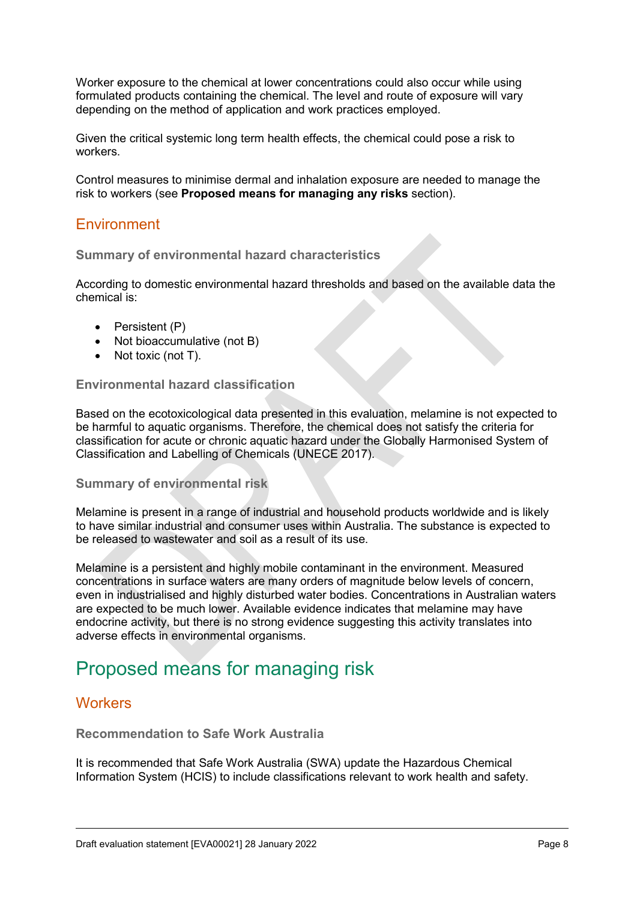Worker exposure to the chemical at lower concentrations could also occur while using formulated products containing the chemical. The level and route of exposure will vary depending on the method of application and work practices employed.

Given the critical systemic long term health effects, the chemical could pose a risk to workers.

Control measures to minimise dermal and inhalation exposure are needed to manage the risk to workers (see **Proposed means for managing any risks** section).

## Environment

### Summary of environmental hazard characteristics

According to domestic environmental hazard thresholds and based on the available data the chemical is:

- Persistent (P)
- Not bioaccumulative (not B)
- Not toxic (not T).

### Environmental hazard classification

Based on the ecotoxicological data presented in this evaluation, melamine is not expected to be harmful to aquatic organisms. Therefore, the chemical does not satisfy the criteria for classification for acute or chronic aquatic hazard under the Globally Harmonised System of Classification and Labelling of Chemicals (UNECE 2017).

### Summary of environmental risk

Melamine is present in a range of industrial and household products worldwide and is likely to have similar industrial and consumer uses within Australia. The substance is expected to be released to wastewater and soil as a result of its use.

Melamine is a persistent and highly mobile contaminant in the environment. Measured concentrations in surface waters are many orders of magnitude below levels of concern, even in industrialised and highly disturbed water bodies. Concentrations in Australian waters are expected to be much lower. Available evidence indicates that melamine may have endocrine activity, but there is no strong evidence suggesting this activity translates into adverse effects in environmental organisms.

# Proposed means for managing risk

## Workers

### Recommendation to Safe Work Australia

It is recommended that Safe Work Australia (SWA) update the Hazardous Chemical Information System (HCIS) to include classifications relevant to work health and safety.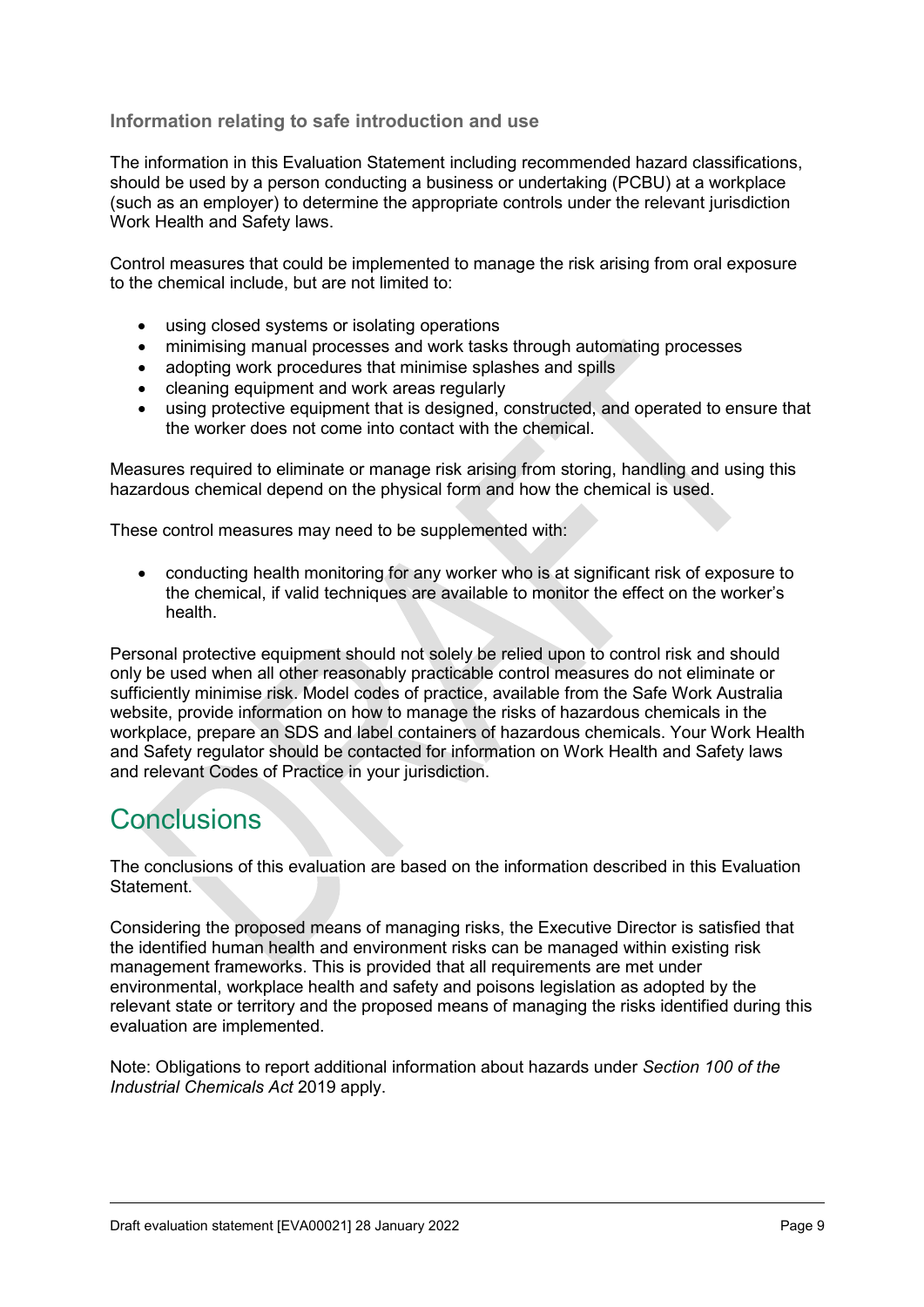### Information relating to safe introduction and use

The information in this Evaluation Statement including recommended hazard classifications, should be used by a person conducting a business or undertaking (PCBU) at a workplace (such as an employer) to determine the appropriate controls under the relevant jurisdiction Work Health and Safety laws.

Control measures that could be implemented to manage the risk arising from oral exposure to the chemical include, but are not limited to:

- using closed systems or isolating operations
- minimising manual processes and work tasks through automating processes
- adopting work procedures that minimise splashes and spills
- cleaning equipment and work areas regularly
- using protective equipment that is designed, constructed, and operated to ensure that the worker does not come into contact with the chemical.

Measures required to eliminate or manage risk arising from storing, handling and using this hazardous chemical depend on the physical form and how the chemical is used.

These control measures may need to be supplemented with:

- conducting health monitoring for any worker who is at significant risk of exposure to the chemical, if valid techniques are available to monitor the effect on the worker's health.

Personal protective equipment should not solely be relied upon to control risk and should only be used when all other reasonably practicable control measures do not eliminate or sufficiently minimise risk. Model codes of practice, available from the Safe Work Australia website, provide information on how to manage the risks of hazardous chemicals in the workplace, prepare an SDS and label containers of hazardous chemicals. Your Work Health and Safety regulator should be contacted for information on Work Health and Safety laws and relevant Codes of Practice in your jurisdiction.

## Conclusions

The conclusions of this evaluation are based on the information described in this Evaluation Statement.

Considering the proposed means of managing risks, the Executive Director is satisfied that the identified human health and environment risks can be managed within existing risk management frameworks. This is provided that all requirements are met under environmental, workplace health and safety and poisons legislation as adopted by the relevant state or territory and the proposed means of managing the risks identified during this evaluation are implemented.

Note: Obligations to report additional information about hazards under *Section 100 of the Industrial Chemicals Act* 2019 apply.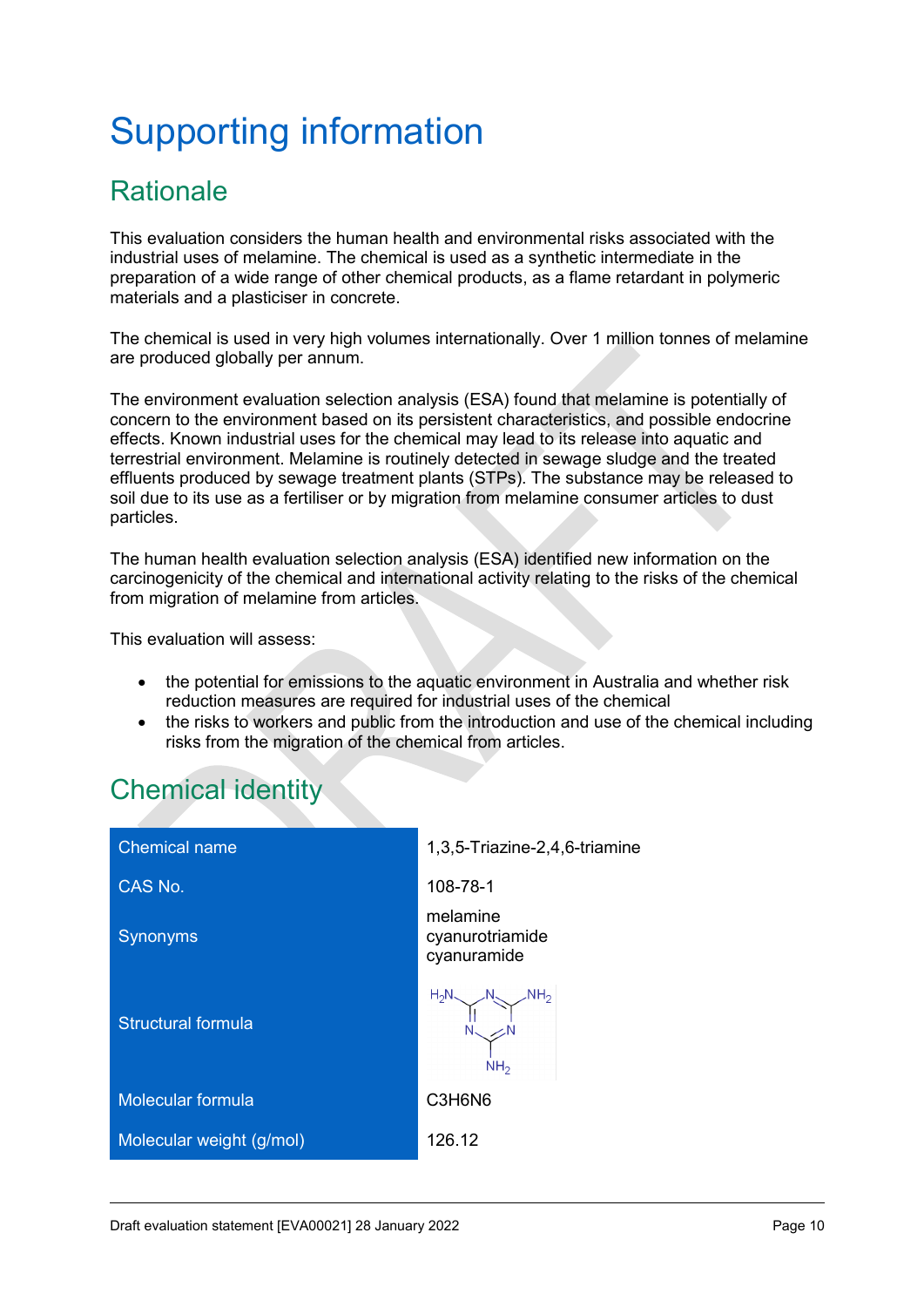# Supporting information

## Rationale

This evaluation considers the human health and environmental risks associated with the industrial uses of melamine. The chemical is used as a synthetic intermediate in the preparation of a wide range of other chemical products, as a flame retardant in polymeric materials and a plasticiser in concrete.

The chemical is used in very high volumes internationally. Over 1 million tonnes of melamine are produced globally per annum.

The environment evaluation selection analysis (ESA) found that melamine is potentially of concern to the environment based on its persistent characteristics, and possible endocrine effects. Known industrial uses for the chemical may lead to its release into aquatic and terrestrial environment. Melamine is routinely detected in sewage sludge and the treated effluents produced by sewage treatment plants (STPs). The substance may be released to soil due to its use as a fertiliser or by migration from melamine consumer articles to dust particles.

The human health evaluation selection analysis (ESA) identified new information on the carcinogenicity of the chemical and international activity relating to the risks of the chemical from migration of melamine from articles.

This evaluation will assess:

- the potential for emissions to the aquatic environment in Australia and whether risk reduction measures are required for industrial uses of the chemical
- the risks to workers and public from the introduction and use of the chemical including risks from the migration of the chemical from articles.

## Chemical identity

| | |
|---|---|
| Chemical name | 1,3,5-Triazine-2,4,6-triamine |
| CAS No. | 108-78-1 |
| Synonyms | melamine<br>cyanurotriamide<br>cyanuramide |
| Structural formula | |
| Molecular formula | C3H6N6 |
| Molecular weight (g/mol) | 126.12 |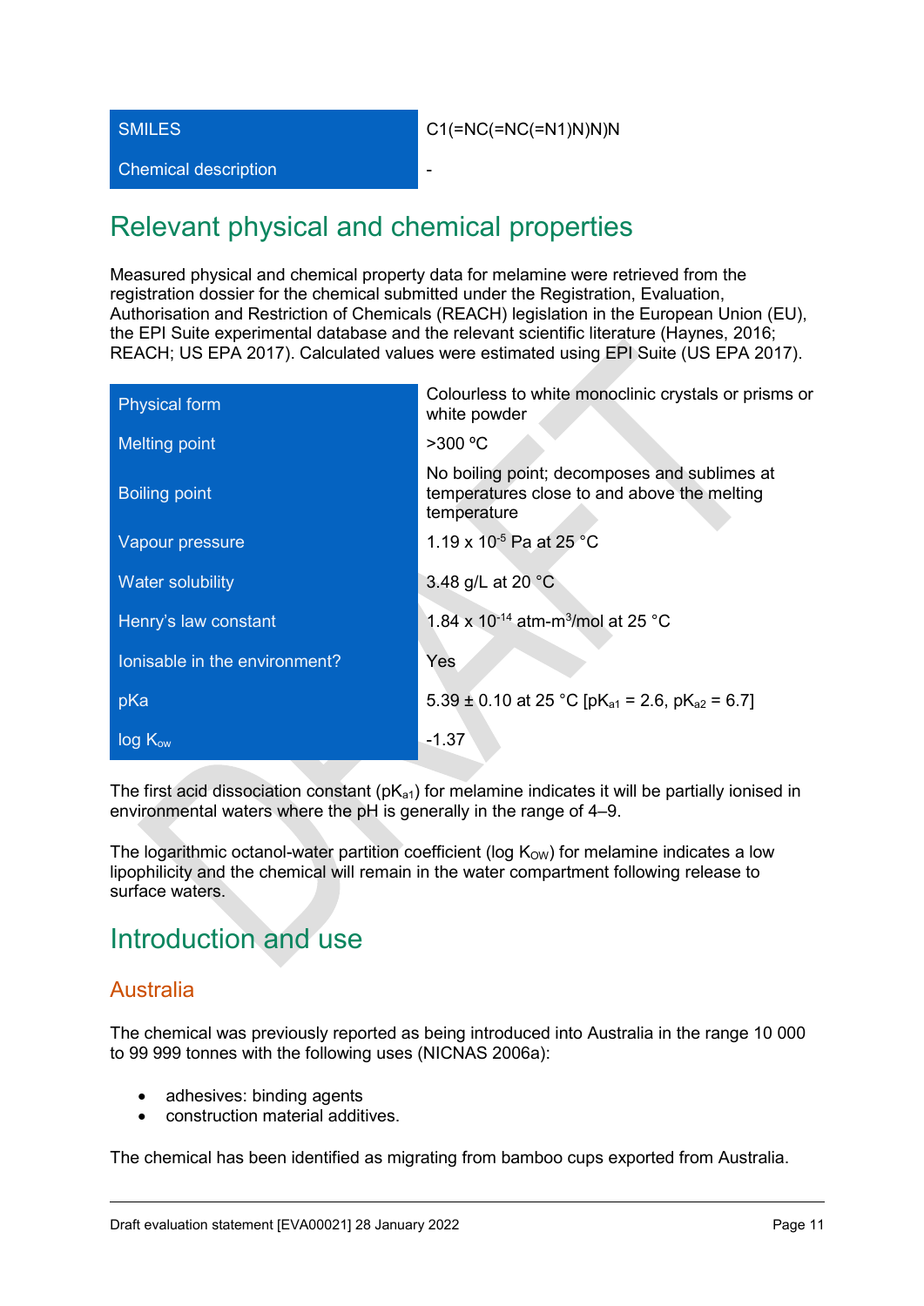| SMILES | C1(=NC(=NC(=N1)N)N)N |
|---|---|
| Chemical description | - |

## Relevant physical and chemical properties

Measured physical and chemical property data for melamine were retrieved from the registration dossier for the chemical submitted under the Registration, Evaluation, Authorisation and Restriction of Chemicals (REACH) legislation in the European Union (EU), the EPI Suite experimental database and the relevant scientific literature (Haynes, 2016; REACH; US EPA 2017). Calculated values were estimated using EPI Suite (US EPA 2017).

| Physical form | Colourless to white monoclinic crystals or prisms or white powder |
|---|---|
| Melting point | >300 ºC |
| Boiling point | No boiling point; decomposes and sublimes at temperatures close to and above the melting temperature |
| Vapour pressure | $1.19 \times 10^{-5}$ Pa at 25 °C |
| Water solubility | 3.48 g/L at 20 °C |
| Henry's law constant | $1.84 \times 10^{-14}$ atm-m$^3$/mol at 25 °C |
| Ionisable in the environment? | Yes |
| pKa | 5.39 ± 0.10 at 25 °C [$pK_{a1}$ = 2.6, $pK_{a2}$ = 6.7] |
| log $K_{ow}$ | -1.37 |

The first acid dissociation constant ($pK_{a1}$) for melamine indicates it will be partially ionised in environmental waters where the pH is generally in the range of 4–9.

The logarithmic octanol-water partition coefficient (log $K_{OW}$) for melamine indicates a low lipophilicity and the chemical will remain in the water compartment following release to surface waters.

## Introduction and use

### Australia

The chemical was previously reported as being introduced into Australia in the range 10 000 to 99 999 tonnes with the following uses (NICNAS 2006a):

- adhesives: binding agents
- construction material additives.

The chemical has been identified as migrating from bamboo cups exported from Australia.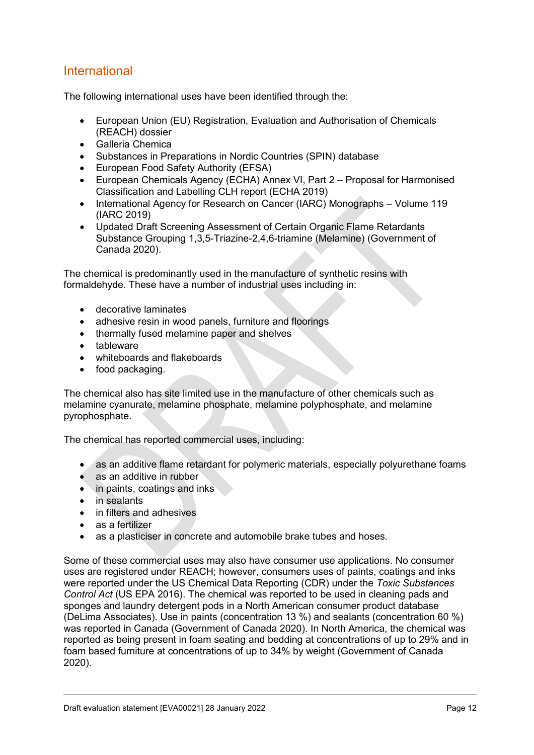## International

The following international uses have been identified through the:

- European Union (EU) Registration, Evaluation and Authorisation of Chemicals (REACH) dossier
- Galleria Chemica
- Substances in Preparations in Nordic Countries (SPIN) database
- European Food Safety Authority (EFSA)
- European Chemicals Agency (ECHA) Annex VI, Part 2 – Proposal for Harmonised Classification and Labelling CLH report (ECHA 2019)
- International Agency for Research on Cancer (IARC) Monographs – Volume 119 (IARC 2019)
- Updated Draft Screening Assessment of Certain Organic Flame Retardants Substance Grouping 1,3,5-Triazine-2,4,6-triamine (Melamine) (Government of Canada 2020).

The chemical is predominantly used in the manufacture of synthetic resins with formaldehyde. These have a number of industrial uses including in:

- decorative laminates
- adhesive resin in wood panels, furniture and floorings
- thermally fused melamine paper and shelves
- tableware
- whiteboards and flakeboards
- food packaging.

The chemical also has site limited use in the manufacture of other chemicals such as melamine cyanurate, melamine phosphate, melamine polyphosphate, and melamine pyrophosphate.

The chemical has reported commercial uses, including:

- as an additive flame retardant for polymeric materials, especially polyurethane foams
- as an additive in rubber
- in paints, coatings and inks
- in sealants
- in filters and adhesives
- as a fertilizer
- as a plasticiser in concrete and automobile brake tubes and hoses.

Some of these commercial uses may also have consumer use applications. No consumer uses are registered under REACH; however, consumers uses of paints, coatings and inks were reported under the US Chemical Data Reporting (CDR) under the *Toxic Substances Control Act* (US EPA 2016). The chemical was reported to be used in cleaning pads and sponges and laundry detergent pods in a North American consumer product database (DeLima Associates). Use in paints (concentration 13 %) and sealants (concentration 60 %) was reported in Canada (Government of Canada 2020). In North America, the chemical was reported as being present in foam seating and bedding at concentrations of up to 29% and in foam based furniture at concentrations of up to 34% by weight (Government of Canada 2020).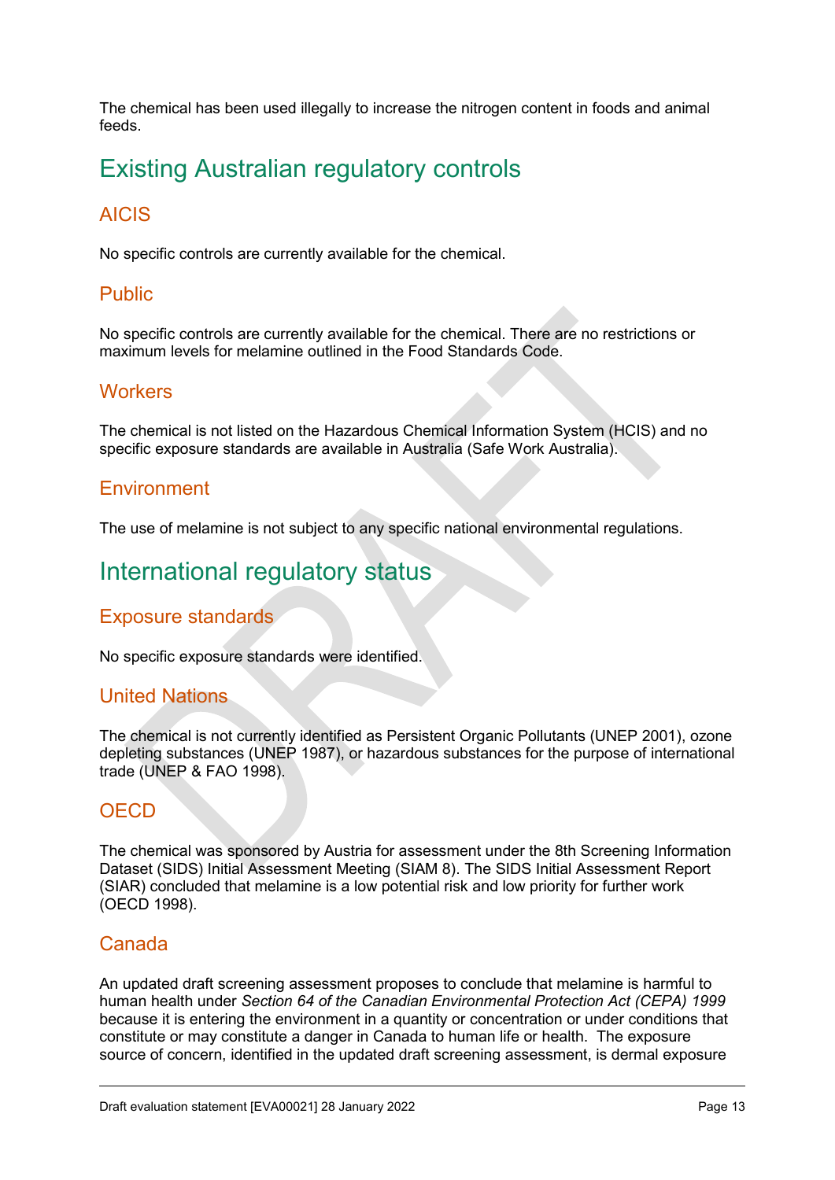The chemical has been used illegally to increase the nitrogen content in foods and animal feeds.

## Existing Australian regulatory controls

### AICIS

No specific controls are currently available for the chemical.

### Public

No specific controls are currently available for the chemical. There are no restrictions or maximum levels for melamine outlined in the Food Standards Code.

### Workers

The chemical is not listed on the Hazardous Chemical Information System (HCIS) and no specific exposure standards are available in Australia (Safe Work Australia).

### Environment

The use of melamine is not subject to any specific national environmental regulations.

## International regulatory status

### Exposure standards

No specific exposure standards were identified.

### United Nations

The chemical is not currently identified as Persistent Organic Pollutants (UNEP 2001), ozone depleting substances (UNEP 1987), or hazardous substances for the purpose of international trade (UNEP & FAO 1998).

### OECD

The chemical was sponsored by Austria for assessment under the 8th Screening Information Dataset (SIDS) Initial Assessment Meeting (SIAM 8). The SIDS Initial Assessment Report (SIAR) concluded that melamine is a low potential risk and low priority for further work (OECD 1998).

### Canada

An updated draft screening assessment proposes to conclude that melamine is harmful to human health under *Section 64 of the Canadian Environmental Protection Act (CEPA) 1999* because it is entering the environment in a quantity or concentration or under conditions that constitute or may constitute a danger in Canada to human life or health. The exposure source of concern, identified in the updated draft screening assessment, is dermal exposure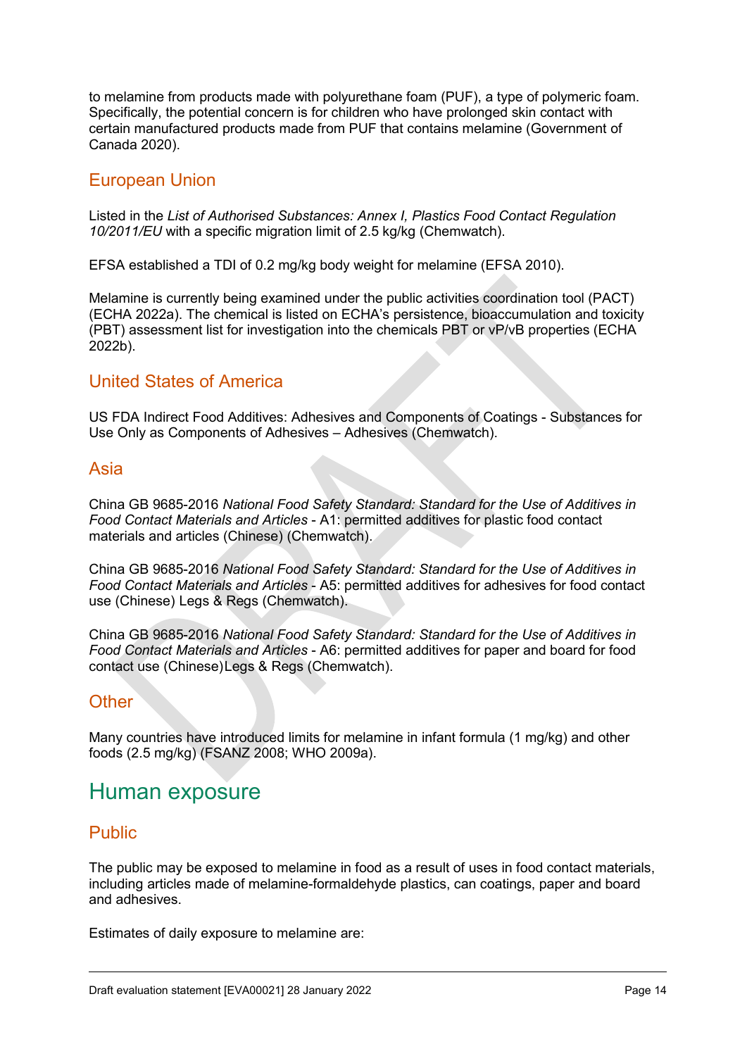to melamine from products made with polyurethane foam (PUF), a type of polymeric foam. Specifically, the potential concern is for children who have prolonged skin contact with certain manufactured products made from PUF that contains melamine (Government of Canada 2020).

### European Union

Listed in the *List of Authorised Substances: Annex I, Plastics Food Contact Regulation 10/2011/EU* with a specific migration limit of 2.5 kg/kg (Chemwatch).

EFSA established a TDI of 0.2 mg/kg body weight for melamine (EFSA 2010).

Melamine is currently being examined under the public activities coordination tool (PACT) (ECHA 2022a). The chemical is listed on ECHA's persistence, bioaccumulation and toxicity (PBT) assessment list for investigation into the chemicals PBT or vP/vB properties (ECHA 2022b).

### United States of America

US FDA Indirect Food Additives: Adhesives and Components of Coatings - Substances for Use Only as Components of Adhesives – Adhesives (Chemwatch).

### Asia

China GB 9685-2016 *National Food Safety Standard: Standard for the Use of Additives in Food Contact Materials and Articles* - A1: permitted additives for plastic food contact materials and articles (Chinese) (Chemwatch).

China GB 9685-2016 *National Food Safety Standard: Standard for the Use of Additives in Food Contact Materials and Articles* - A5: permitted additives for adhesives for food contact use (Chinese) Legs & Regs (Chemwatch).

China GB 9685-2016 *National Food Safety Standard: Standard for the Use of Additives in Food Contact Materials and Articles* - A6: permitted additives for paper and board for food contact use (Chinese)Legs & Regs (Chemwatch).

### Other

Many countries have introduced limits for melamine in infant formula (1 mg/kg) and other foods (2.5 mg/kg) (FSANZ 2008; WHO 2009a).

## Human exposure

### Public

The public may be exposed to melamine in food as a result of uses in food contact materials, including articles made of melamine-formaldehyde plastics, can coatings, paper and board and adhesives.

Estimates of daily exposure to melamine are: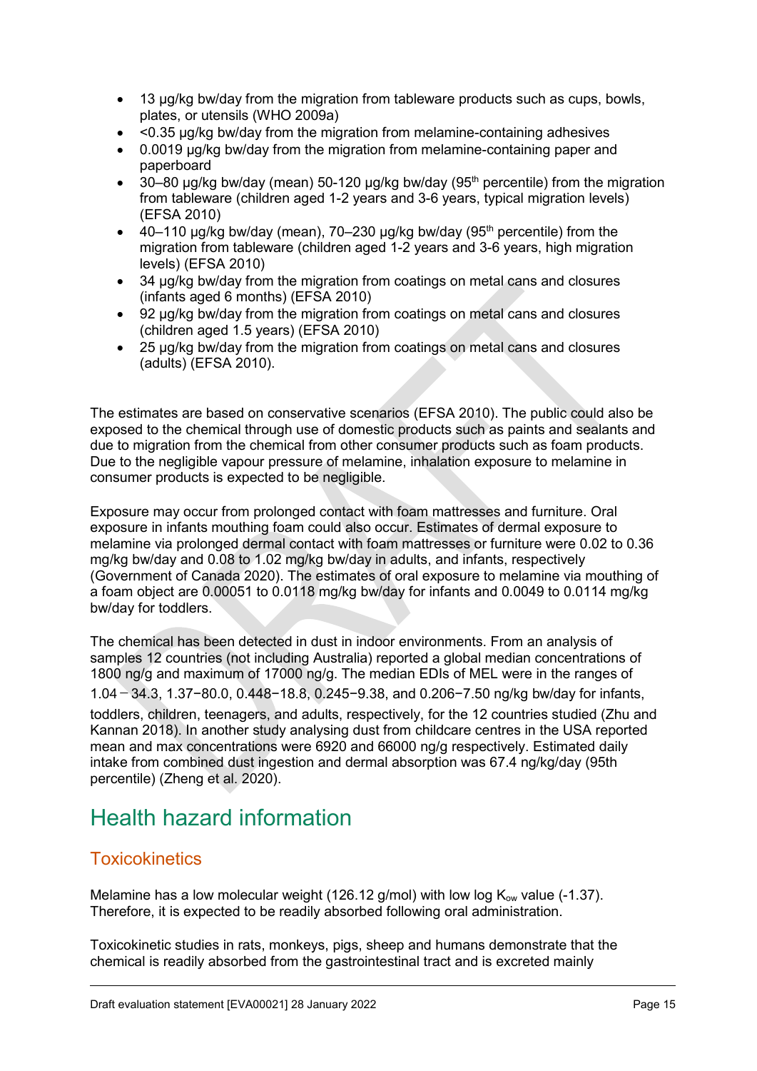- 13 µg/kg bw/day from the migration from tableware products such as cups, bowls, plates, or utensils (WHO 2009a)
- <0.35 µg/kg bw/day from the migration from melamine-containing adhesives
- 0.0019 µg/kg bw/day from the migration from melamine-containing paper and paperboard
- 30–80 µg/kg bw/day (mean) 50-120 µg/kg bw/day (95th percentile) from the migration from tableware (children aged 1-2 years and 3-6 years, typical migration levels) (EFSA 2010)
- 40–110 µg/kg bw/day (mean), 70–230 µg/kg bw/day (95th percentile) from the migration from tableware (children aged 1-2 years and 3-6 years, high migration levels) (EFSA 2010)
- 34 µg/kg bw/day from the migration from coatings on metal cans and closures (infants aged 6 months) (EFSA 2010)
- 92 µg/kg bw/day from the migration from coatings on metal cans and closures (children aged 1.5 years) (EFSA 2010)
- 25 µg/kg bw/day from the migration from coatings on metal cans and closures (adults) (EFSA 2010).

The estimates are based on conservative scenarios (EFSA 2010). The public could also be exposed to the chemical through use of domestic products such as paints and sealants and due to migration from the chemical from other consumer products such as foam products. Due to the negligible vapour pressure of melamine, inhalation exposure to melamine in consumer products is expected to be negligible.

Exposure may occur from prolonged contact with foam mattresses and furniture. Oral exposure in infants mouthing foam could also occur. Estimates of dermal exposure to melamine via prolonged dermal contact with foam mattresses or furniture were 0.02 to 0.36 mg/kg bw/day and 0.08 to 1.02 mg/kg bw/day in adults, and infants, respectively (Government of Canada 2020). The estimates of oral exposure to melamine via mouthing of a foam object are 0.00051 to 0.0118 mg/kg bw/day for infants and 0.0049 to 0.0114 mg/kg bw/day for toddlers.

The chemical has been detected in dust in indoor environments. From an analysis of samples 12 countries (not including Australia) reported a global median concentrations of 1800 ng/g and maximum of 17000 ng/g. The median EDIs of MEL were in the ranges of 1.04 − 34.3, 1.37−80.0, 0.448−18.8, 0.245−9.38, and 0.206−7.50 ng/kg bw/day for infants, toddlers, children, teenagers, and adults, respectively, for the 12 countries studied (Zhu and Kannan 2018). In another study analysing dust from childcare centres in the USA reported mean and max concentrations were 6920 and 66000 ng/g respectively. Estimated daily intake from combined dust ingestion and dermal absorption was 67.4 ng/kg/day (95th percentile) (Zheng et al. 2020).

# Health hazard information

## Toxicokinetics

Melamine has a low molecular weight (126.12 g/mol) with low log $K_{ow}$ value (-1.37). Therefore, it is expected to be readily absorbed following oral administration.

Toxicokinetic studies in rats, monkeys, pigs, sheep and humans demonstrate that the chemical is readily absorbed from the gastrointestinal tract and is excreted mainly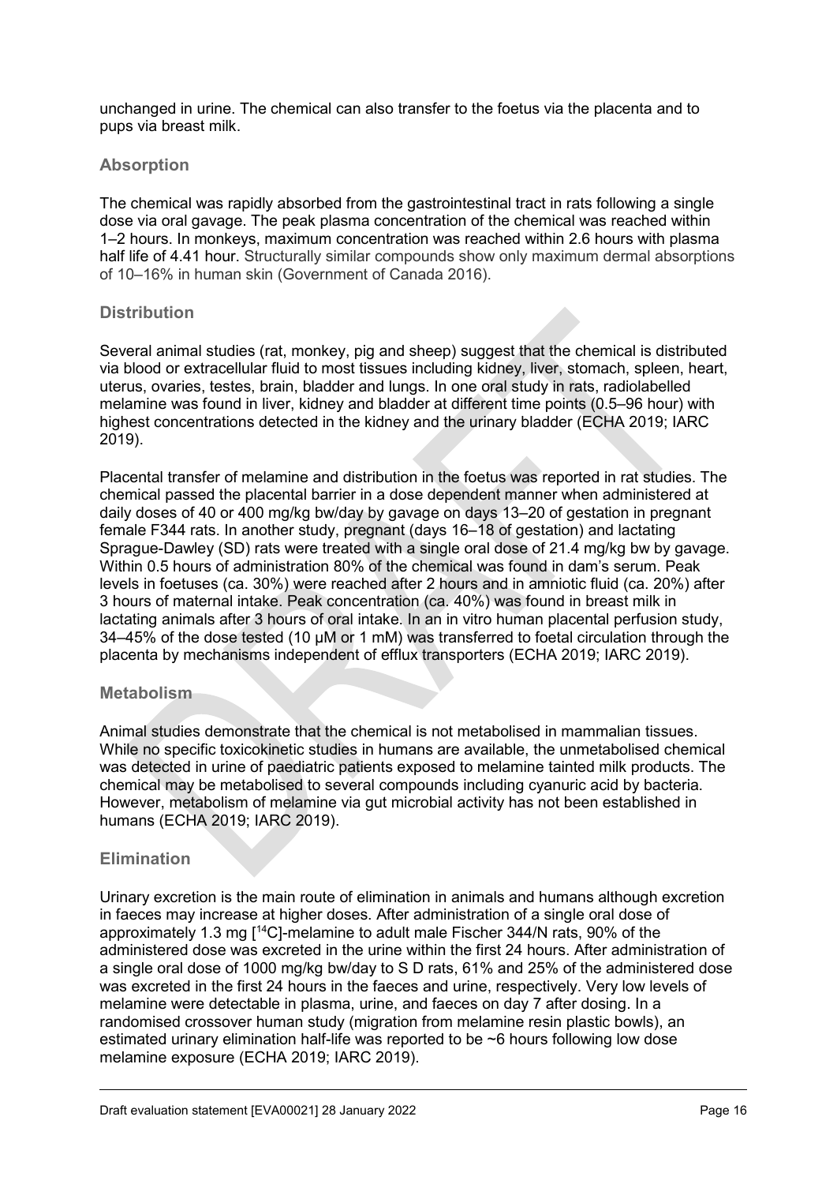unchanged in urine. The chemical can also transfer to the foetus via the placenta and to pups via breast milk.

### Absorption

The chemical was rapidly absorbed from the gastrointestinal tract in rats following a single dose via oral gavage. The peak plasma concentration of the chemical was reached within 1–2 hours. In monkeys, maximum concentration was reached within 2.6 hours with plasma half life of 4.41 hour. Structurally similar compounds show only maximum dermal absorptions of 10–16% in human skin (Government of Canada 2016).

### Distribution

Several animal studies (rat, monkey, pig and sheep) suggest that the chemical is distributed via blood or extracellular fluid to most tissues including kidney, liver, stomach, spleen, heart, uterus, ovaries, testes, brain, bladder and lungs. In one oral study in rats, radiolabelled melamine was found in liver, kidney and bladder at different time points (0.5–96 hour) with highest concentrations detected in the kidney and the urinary bladder (ECHA 2019; IARC 2019).

Placental transfer of melamine and distribution in the foetus was reported in rat studies. The chemical passed the placental barrier in a dose dependent manner when administered at daily doses of 40 or 400 mg/kg bw/day by gavage on days 13–20 of gestation in pregnant female F344 rats. In another study, pregnant (days 16–18 of gestation) and lactating Sprague-Dawley (SD) rats were treated with a single oral dose of 21.4 mg/kg bw by gavage. Within 0.5 hours of administration 80% of the chemical was found in dam's serum. Peak levels in foetuses (ca. 30%) were reached after 2 hours and in amniotic fluid (ca. 20%) after 3 hours of maternal intake. Peak concentration (ca. 40%) was found in breast milk in lactating animals after 3 hours of oral intake. In an in vitro human placental perfusion study, 34–45% of the dose tested (10 µM or 1 mM) was transferred to foetal circulation through the placenta by mechanisms independent of efflux transporters (ECHA 2019; IARC 2019).

### Metabolism

Animal studies demonstrate that the chemical is not metabolised in mammalian tissues. While no specific toxicokinetic studies in humans are available, the unmetabolised chemical was detected in urine of paediatric patients exposed to melamine tainted milk products. The chemical may be metabolised to several compounds including cyanuric acid by bacteria. However, metabolism of melamine via gut microbial activity has not been established in humans (ECHA 2019; IARC 2019).

### Elimination

Urinary excretion is the main route of elimination in animals and humans although excretion in faeces may increase at higher doses. After administration of a single oral dose of approximately 1.3 mg [$^{14}$C]-melamine to adult male Fischer 344/N rats, 90% of the administered dose was excreted in the urine within the first 24 hours. After administration of a single oral dose of 1000 mg/kg bw/day to S D rats, 61% and 25% of the administered dose was excreted in the first 24 hours in the faeces and urine, respectively. Very low levels of melamine were detectable in plasma, urine, and faeces on day 7 after dosing. In a randomised crossover human study (migration from melamine resin plastic bowls), an estimated urinary elimination half-life was reported to be ~6 hours following low dose melamine exposure (ECHA 2019; IARC 2019).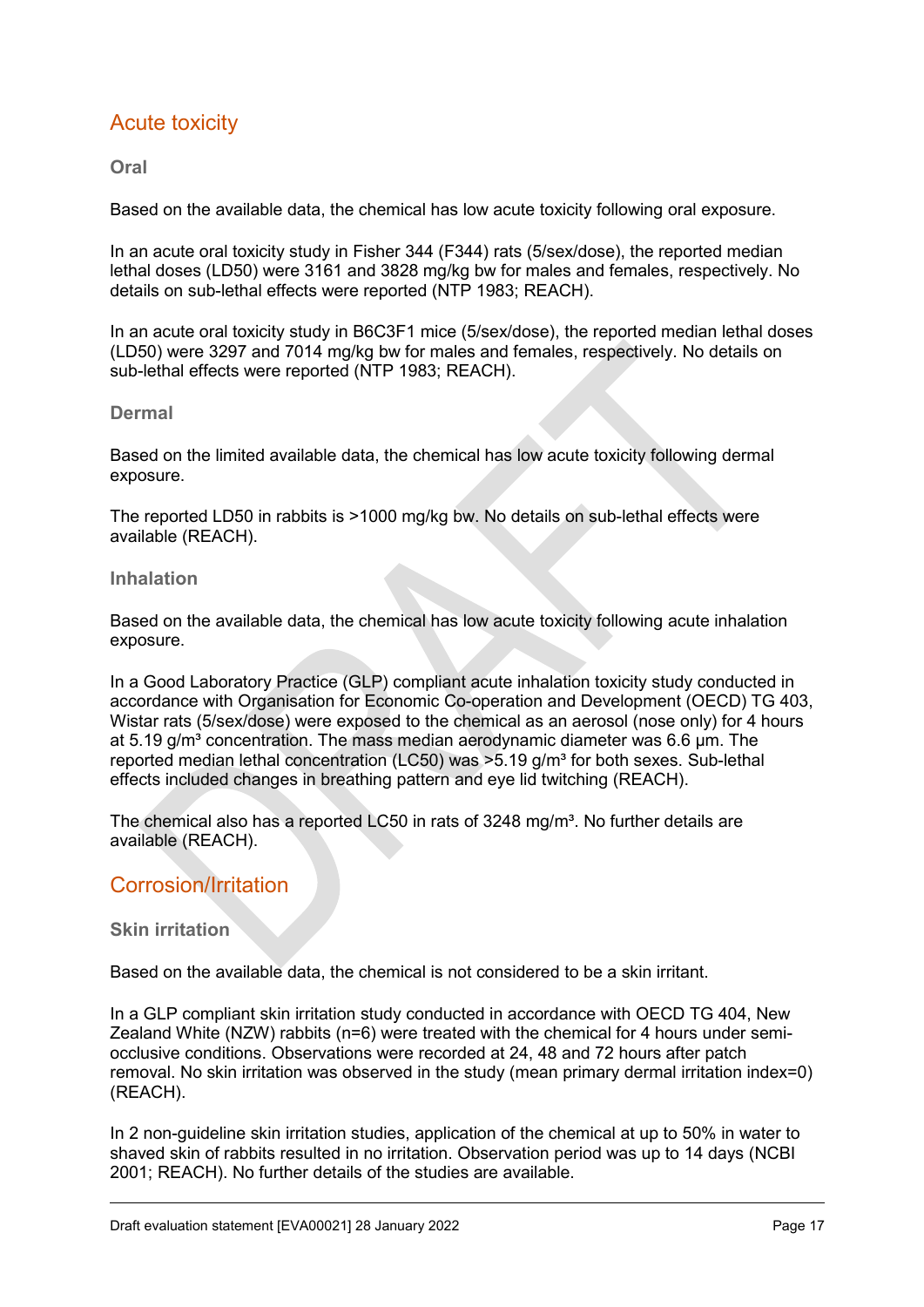## Acute toxicity

### Oral

Based on the available data, the chemical has low acute toxicity following oral exposure.

In an acute oral toxicity study in Fisher 344 (F344) rats (5/sex/dose), the reported median lethal doses (LD50) were 3161 and 3828 mg/kg bw for males and females, respectively. No details on sub-lethal effects were reported (NTP 1983; REACH).

In an acute oral toxicity study in B6C3F1 mice (5/sex/dose), the reported median lethal doses (LD50) were 3297 and 7014 mg/kg bw for males and females, respectively. No details on sub-lethal effects were reported (NTP 1983; REACH).

### Dermal

Based on the limited available data, the chemical has low acute toxicity following dermal exposure.

The reported LD50 in rabbits is >1000 mg/kg bw. No details on sub-lethal effects were available (REACH).

### Inhalation

Based on the available data, the chemical has low acute toxicity following acute inhalation exposure.

In a Good Laboratory Practice (GLP) compliant acute inhalation toxicity study conducted in accordance with Organisation for Economic Co-operation and Development (OECD) TG 403, Wistar rats (5/sex/dose) were exposed to the chemical as an aerosol (nose only) for 4 hours at 5.19 g/m³ concentration. The mass median aerodynamic diameter was 6.6 µm. The reported median lethal concentration (LC50) was >5.19 g/m³ for both sexes. Sub-lethal effects included changes in breathing pattern and eye lid twitching (REACH).

The chemical also has a reported LC50 in rats of 3248 mg/m³. No further details are available (REACH).

## Corrosion/Irritation

### Skin irritation

Based on the available data, the chemical is not considered to be a skin irritant.

In a GLP compliant skin irritation study conducted in accordance with OECD TG 404, New Zealand White (NZW) rabbits (n=6) were treated with the chemical for 4 hours under semi-occlusive conditions. Observations were recorded at 24, 48 and 72 hours after patch removal. No skin irritation was observed in the study (mean primary dermal irritation index=0) (REACH).

In 2 non-guideline skin irritation studies, application of the chemical at up to 50% in water to shaved skin of rabbits resulted in no irritation. Observation period was up to 14 days (NCBI 2001; REACH). No further details of the studies are available.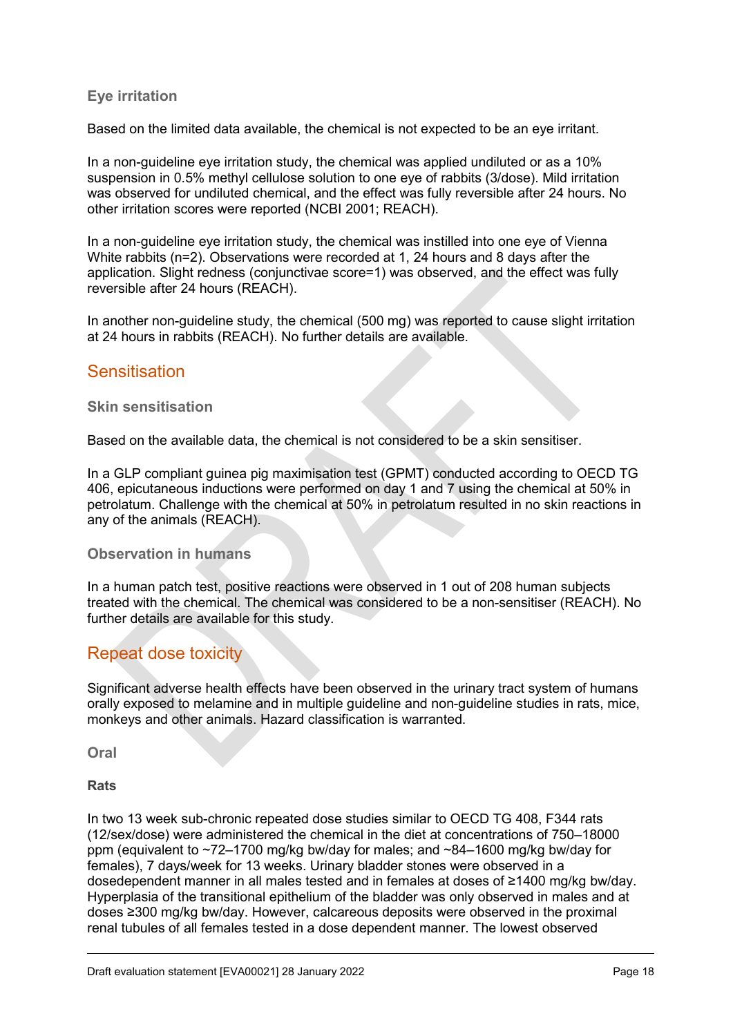### Eye irritation

Based on the limited data available, the chemical is not expected to be an eye irritant.

In a non-guideline eye irritation study, the chemical was applied undiluted or as a 10% suspension in 0.5% methyl cellulose solution to one eye of rabbits (3/dose). Mild irritation was observed for undiluted chemical, and the effect was fully reversible after 24 hours. No other irritation scores were reported (NCBI 2001; REACH).

In a non-guideline eye irritation study, the chemical was instilled into one eye of Vienna White rabbits (n=2). Observations were recorded at 1, 24 hours and 8 days after the application. Slight redness (conjunctivae score=1) was observed, and the effect was fully reversible after 24 hours (REACH).

In another non-guideline study, the chemical (500 mg) was reported to cause slight irritation at 24 hours in rabbits (REACH). No further details are available.

## Sensitisation

### Skin sensitisation

Based on the available data, the chemical is not considered to be a skin sensitiser.

In a GLP compliant guinea pig maximisation test (GPMT) conducted according to OECD TG 406, epicutaneous inductions were performed on day 1 and 7 using the chemical at 50% in petrolatum. Challenge with the chemical at 50% in petrolatum resulted in no skin reactions in any of the animals (REACH).

### Observation in humans

In a human patch test, positive reactions were observed in 1 out of 208 human subjects treated with the chemical. The chemical was considered to be a non-sensitiser (REACH). No further details are available for this study.

## Repeat dose toxicity

Significant adverse health effects have been observed in the urinary tract system of humans orally exposed to melamine and in multiple guideline and non-guideline studies in rats, mice, monkeys and other animals. Hazard classification is warranted.

### Oral

**Rats**

In two 13 week sub-chronic repeated dose studies similar to OECD TG 408, F344 rats (12/sex/dose) were administered the chemical in the diet at concentrations of 750–18000 ppm (equivalent to ~72–1700 mg/kg bw/day for males; and ~84–1600 mg/kg bw/day for females), 7 days/week for 13 weeks. Urinary bladder stones were observed in a dosedependent manner in all males tested and in females at doses of ≥1400 mg/kg bw/day. Hyperplasia of the transitional epithelium of the bladder was only observed in males and at doses ≥300 mg/kg bw/day. However, calcareous deposits were observed in the proximal renal tubules of all females tested in a dose dependent manner. The lowest observed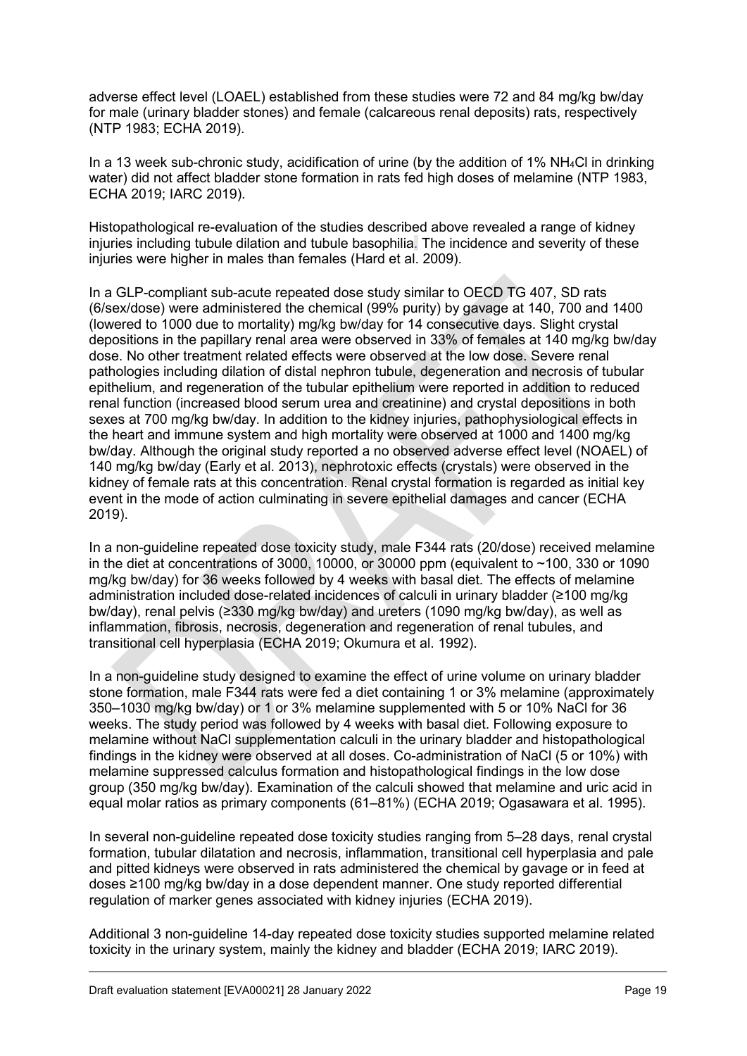adverse effect level (LOAEL) established from these studies were 72 and 84 mg/kg bw/day for male (urinary bladder stones) and female (calcareous renal deposits) rats, respectively (NTP 1983; ECHA 2019).

In a 13 week sub-chronic study, acidification of urine (by the addition of 1% $NH_4Cl$ in drinking water) did not affect bladder stone formation in rats fed high doses of melamine (NTP 1983, ECHA 2019; IARC 2019).

Histopathological re-evaluation of the studies described above revealed a range of kidney injuries including tubule dilation and tubule basophilia. The incidence and severity of these injuries were higher in males than females (Hard et al. 2009).

In a GLP-compliant sub-acute repeated dose study similar to OECD TG 407, SD rats (6/sex/dose) were administered the chemical (99% purity) by gavage at 140, 700 and 1400 (lowered to 1000 due to mortality) mg/kg bw/day for 14 consecutive days. Slight crystal depositions in the papillary renal area were observed in 33% of females at 140 mg/kg bw/day dose. No other treatment related effects were observed at the low dose. Severe renal pathologies including dilation of distal nephron tubule, degeneration and necrosis of tubular epithelium, and regeneration of the tubular epithelium were reported in addition to reduced renal function (increased blood serum urea and creatinine) and crystal depositions in both sexes at 700 mg/kg bw/day. In addition to the kidney injuries, pathophysiological effects in the heart and immune system and high mortality were observed at 1000 and 1400 mg/kg bw/day. Although the original study reported a no observed adverse effect level (NOAEL) of 140 mg/kg bw/day (Early et al. 2013), nephrotoxic effects (crystals) were observed in the kidney of female rats at this concentration. Renal crystal formation is regarded as initial key event in the mode of action culminating in severe epithelial damages and cancer (ECHA 2019).

In a non-guideline repeated dose toxicity study, male F344 rats (20/dose) received melamine in the diet at concentrations of 3000, 10000, or 30000 ppm (equivalent to ~100, 330 or 1090 mg/kg bw/day) for 36 weeks followed by 4 weeks with basal diet. The effects of melamine administration included dose-related incidences of calculi in urinary bladder (≥100 mg/kg bw/day), renal pelvis (≥330 mg/kg bw/day) and ureters (1090 mg/kg bw/day), as well as inflammation, fibrosis, necrosis, degeneration and regeneration of renal tubules, and transitional cell hyperplasia (ECHA 2019; Okumura et al. 1992).

In a non-guideline study designed to examine the effect of urine volume on urinary bladder stone formation, male F344 rats were fed a diet containing 1 or 3% melamine (approximately 350–1030 mg/kg bw/day) or 1 or 3% melamine supplemented with 5 or 10% NaCl for 36 weeks. The study period was followed by 4 weeks with basal diet. Following exposure to melamine without NaCl supplementation calculi in the urinary bladder and histopathological findings in the kidney were observed at all doses. Co-administration of NaCl (5 or 10%) with melamine suppressed calculus formation and histopathological findings in the low dose group (350 mg/kg bw/day). Examination of the calculi showed that melamine and uric acid in equal molar ratios as primary components (61–81%) (ECHA 2019; Ogasawara et al. 1995).

In several non-guideline repeated dose toxicity studies ranging from 5–28 days, renal crystal formation, tubular dilatation and necrosis, inflammation, transitional cell hyperplasia and pale and pitted kidneys were observed in rats administered the chemical by gavage or in feed at doses ≥100 mg/kg bw/day in a dose dependent manner. One study reported differential regulation of marker genes associated with kidney injuries (ECHA 2019).

Additional 3 non-guideline 14-day repeated dose toxicity studies supported melamine related toxicity in the urinary system, mainly the kidney and bladder (ECHA 2019; IARC 2019).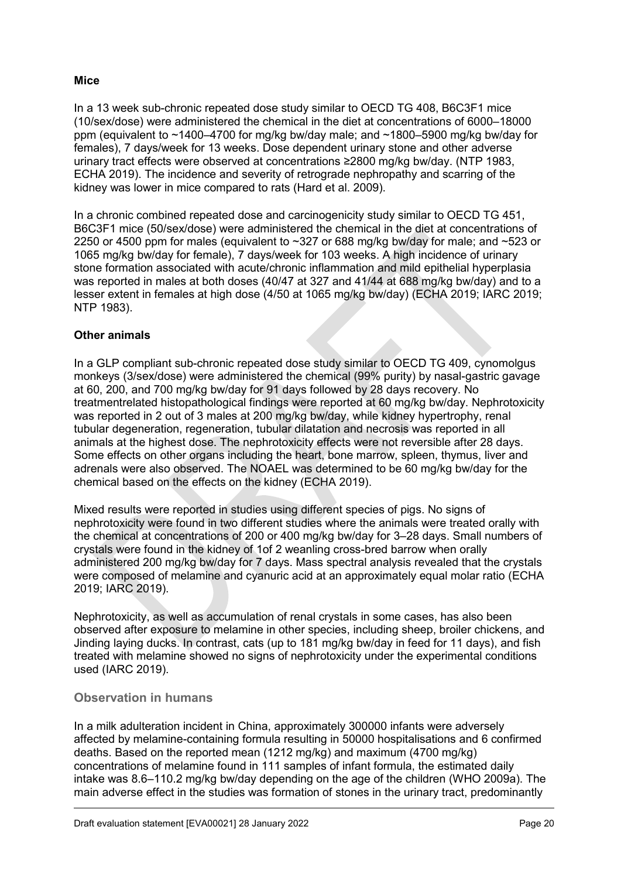**Mice**

In a 13 week sub-chronic repeated dose study similar to OECD TG 408, B6C3F1 mice (10/sex/dose) were administered the chemical in the diet at concentrations of 6000–18000 ppm (equivalent to ~1400–4700 for mg/kg bw/day male; and ~1800–5900 mg/kg bw/day for females), 7 days/week for 13 weeks. Dose dependent urinary stone and other adverse urinary tract effects were observed at concentrations ≥2800 mg/kg bw/day. (NTP 1983, ECHA 2019). The incidence and severity of retrograde nephropathy and scarring of the kidney was lower in mice compared to rats (Hard et al. 2009).

In a chronic combined repeated dose and carcinogenicity study similar to OECD TG 451, B6C3F1 mice (50/sex/dose) were administered the chemical in the diet at concentrations of 2250 or 4500 ppm for males (equivalent to ~327 or 688 mg/kg bw/day for male; and ~523 or 1065 mg/kg bw/day for female), 7 days/week for 103 weeks. A high incidence of urinary stone formation associated with acute/chronic inflammation and mild epithelial hyperplasia was reported in males at both doses (40/47 at 327 and 41/44 at 688 mg/kg bw/day) and to a lesser extent in females at high dose (4/50 at 1065 mg/kg bw/day) (ECHA 2019; IARC 2019; NTP 1983).

**Other animals**

In a GLP compliant sub-chronic repeated dose study similar to OECD TG 409, cynomolgus monkeys (3/sex/dose) were administered the chemical (99% purity) by nasal-gastric gavage at 60, 200, and 700 mg/kg bw/day for 91 days followed by 28 days recovery. No treatmentrelated histopathological findings were reported at 60 mg/kg bw/day. Nephrotoxicity was reported in 2 out of 3 males at 200 mg/kg bw/day, while kidney hypertrophy, renal tubular degeneration, regeneration, tubular dilatation and necrosis was reported in all animals at the highest dose. The nephrotoxicity effects were not reversible after 28 days. Some effects on other organs including the heart, bone marrow, spleen, thymus, liver and adrenals were also observed. The NOAEL was determined to be 60 mg/kg bw/day for the chemical based on the effects on the kidney (ECHA 2019).

Mixed results were reported in studies using different species of pigs. No signs of nephrotoxicity were found in two different studies where the animals were treated orally with the chemical at concentrations of 200 or 400 mg/kg bw/day for 3–28 days. Small numbers of crystals were found in the kidney of 1of 2 weanling cross-bred barrow when orally administered 200 mg/kg bw/day for 7 days. Mass spectral analysis revealed that the crystals were composed of melamine and cyanuric acid at an approximately equal molar ratio (ECHA 2019; IARC 2019).

Nephrotoxicity, as well as accumulation of renal crystals in some cases, has also been observed after exposure to melamine in other species, including sheep, broiler chickens, and Jinding laying ducks. In contrast, cats (up to 181 mg/kg bw/day in feed for 11 days), and fish treated with melamine showed no signs of nephrotoxicity under the experimental conditions used (IARC 2019).

### Observation in humans

In a milk adulteration incident in China, approximately 300000 infants were adversely affected by melamine-containing formula resulting in 50000 hospitalisations and 6 confirmed deaths. Based on the reported mean (1212 mg/kg) and maximum (4700 mg/kg) concentrations of melamine found in 111 samples of infant formula, the estimated daily intake was 8.6–110.2 mg/kg bw/day depending on the age of the children (WHO 2009a). The main adverse effect in the studies was formation of stones in the urinary tract, predominantly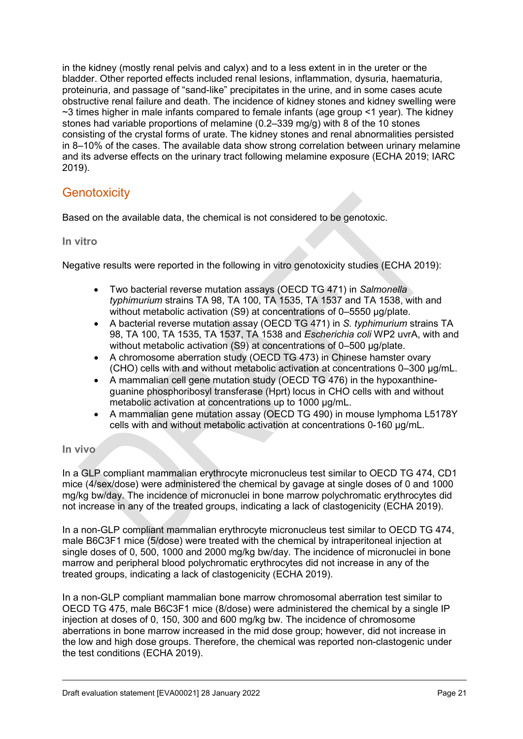in the kidney (mostly renal pelvis and calyx) and to a less extent in in the ureter or the bladder. Other reported effects included renal lesions, inflammation, dysuria, haematuria, proteinuria, and passage of "sand-like" precipitates in the urine, and in some cases acute obstructive renal failure and death. The incidence of kidney stones and kidney swelling were ~3 times higher in male infants compared to female infants (age group <1 year). The kidney stones had variable proportions of melamine (0.2–339 mg/g) with 8 of the 10 stones consisting of the crystal forms of urate. The kidney stones and renal abnormalities persisted in 8–10% of the cases. The available data show strong correlation between urinary melamine and its adverse effects on the urinary tract following melamine exposure (ECHA 2019; IARC 2019).

## Genotoxicity

Based on the available data, the chemical is not considered to be genotoxic.

### In vitro

Negative results were reported in the following in vitro genotoxicity studies (ECHA 2019):

- Two bacterial reverse mutation assays (OECD TG 471) in *Salmonella typhimurium* strains TA 98, TA 100, TA 1535, TA 1537 and TA 1538, with and without metabolic activation (S9) at concentrations of 0–5550 µg/plate.
- A bacterial reverse mutation assay (OECD TG 471) in *S. typhimurium* strains TA 98, TA 100, TA 1535, TA 1537, TA 1538 and *Escherichia coli* WP2 uvrA, with and without metabolic activation (S9) at concentrations of 0–500 µg/plate.
- A chromosome aberration study (OECD TG 473) in Chinese hamster ovary (CHO) cells with and without metabolic activation at concentrations 0–300 µg/mL.
- A mammalian cell gene mutation study (OECD TG 476) in the hypoxanthine-guanine phosphoribosyl transferase (Hprt) locus in CHO cells with and without metabolic activation at concentrations up to 1000 µg/mL.
- A mammalian gene mutation assay (OECD TG 490) in mouse lymphoma L5178Y cells with and without metabolic activation at concentrations 0-160 µg/mL.

### In vivo

In a GLP compliant mammalian erythrocyte micronucleus test similar to OECD TG 474, CD1 mice (4/sex/dose) were administered the chemical by gavage at single doses of 0 and 1000 mg/kg bw/day. The incidence of micronuclei in bone marrow polychromatic erythrocytes did not increase in any of the treated groups, indicating a lack of clastogenicity (ECHA 2019).

In a non-GLP compliant mammalian erythrocyte micronucleus test similar to OECD TG 474, male B6C3F1 mice (5/dose) were treated with the chemical by intraperitoneal injection at single doses of 0, 500, 1000 and 2000 mg/kg bw/day. The incidence of micronuclei in bone marrow and peripheral blood polychromatic erythrocytes did not increase in any of the treated groups, indicating a lack of clastogenicity (ECHA 2019).

In a non-GLP compliant mammalian bone marrow chromosomal aberration test similar to OECD TG 475, male B6C3F1 mice (8/dose) were administered the chemical by a single IP injection at doses of 0, 150, 300 and 600 mg/kg bw. The incidence of chromosome aberrations in bone marrow increased in the mid dose group; however, did not increase in the low and high dose groups. Therefore, the chemical was reported non-clastogenic under the test conditions (ECHA 2019).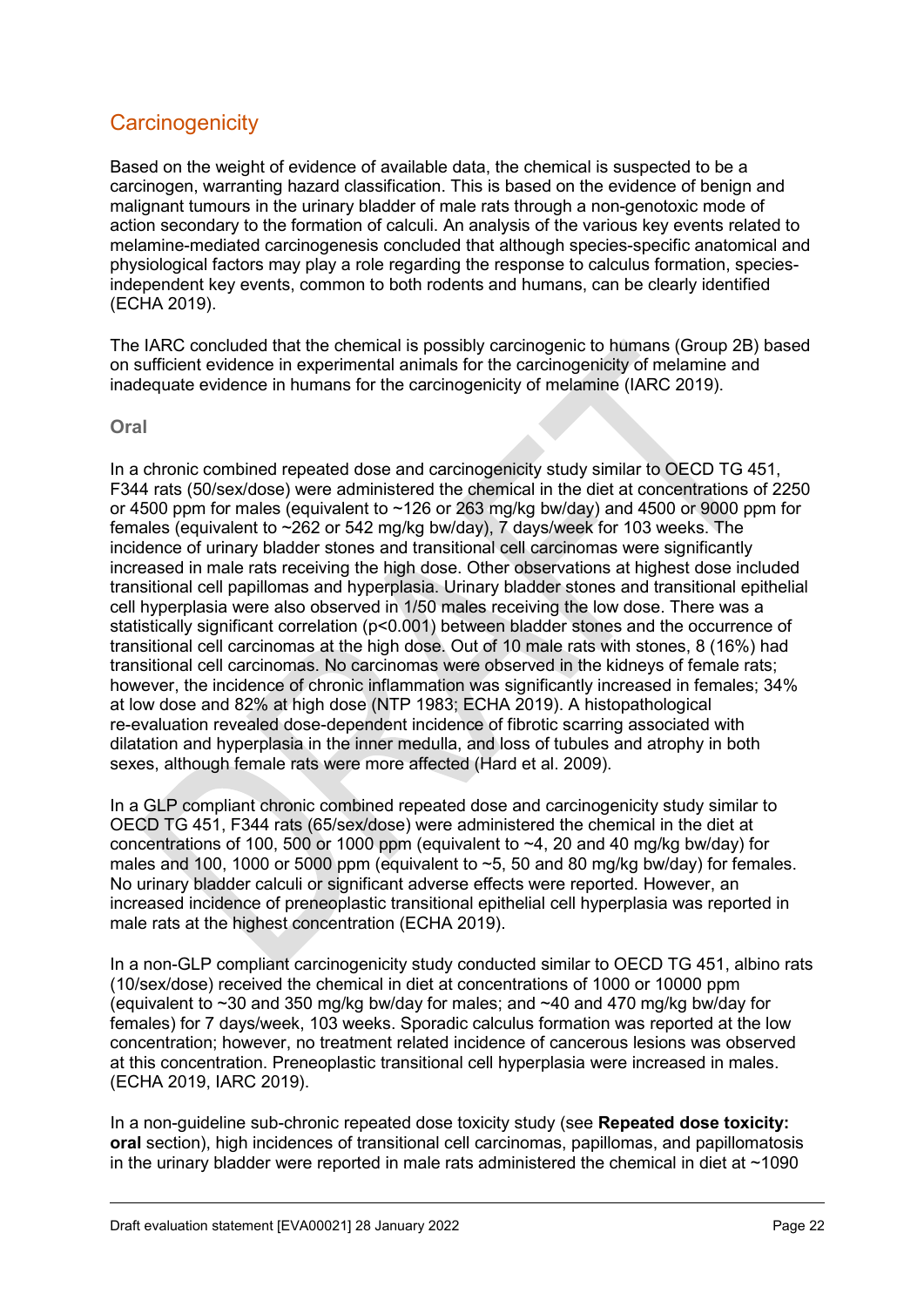## Carcinogenicity

Based on the weight of evidence of available data, the chemical is suspected to be a carcinogen, warranting hazard classification. This is based on the evidence of benign and malignant tumours in the urinary bladder of male rats through a non-genotoxic mode of action secondary to the formation of calculi. An analysis of the various key events related to melamine-mediated carcinogenesis concluded that although species-specific anatomical and physiological factors may play a role regarding the response to calculus formation, species-independent key events, common to both rodents and humans, can be clearly identified (ECHA 2019).

The IARC concluded that the chemical is possibly carcinogenic to humans (Group 2B) based on sufficient evidence in experimental animals for the carcinogenicity of melamine and inadequate evidence in humans for the carcinogenicity of melamine (IARC 2019).

### Oral

In a chronic combined repeated dose and carcinogenicity study similar to OECD TG 451, F344 rats (50/sex/dose) were administered the chemical in the diet at concentrations of 2250 or 4500 ppm for males (equivalent to ~126 or 263 mg/kg bw/day) and 4500 or 9000 ppm for females (equivalent to ~262 or 542 mg/kg bw/day), 7 days/week for 103 weeks. The incidence of urinary bladder stones and transitional cell carcinomas were significantly increased in male rats receiving the high dose. Other observations at highest dose included transitional cell papillomas and hyperplasia. Urinary bladder stones and transitional epithelial cell hyperplasia were also observed in 1/50 males receiving the low dose. There was a statistically significant correlation ($p<0.001$) between bladder stones and the occurrence of transitional cell carcinomas at the high dose. Out of 10 male rats with stones, 8 (16%) had transitional cell carcinomas. No carcinomas were observed in the kidneys of female rats; however, the incidence of chronic inflammation was significantly increased in females; 34% at low dose and 82% at high dose (NTP 1983; ECHA 2019). A histopathological re-evaluation revealed dose-dependent incidence of fibrotic scarring associated with dilatation and hyperplasia in the inner medulla, and loss of tubules and atrophy in both sexes, although female rats were more affected (Hard et al. 2009).

In a GLP compliant chronic combined repeated dose and carcinogenicity study similar to OECD TG 451, F344 rats (65/sex/dose) were administered the chemical in the diet at concentrations of 100, 500 or 1000 ppm (equivalent to ~4, 20 and 40 mg/kg bw/day) for males and 100, 1000 or 5000 ppm (equivalent to ~5, 50 and 80 mg/kg bw/day) for females. No urinary bladder calculi or significant adverse effects were reported. However, an increased incidence of preneoplastic transitional epithelial cell hyperplasia was reported in male rats at the highest concentration (ECHA 2019).

In a non-GLP compliant carcinogenicity study conducted similar to OECD TG 451, albino rats (10/sex/dose) received the chemical in diet at concentrations of 1000 or 10000 ppm (equivalent to ~30 and 350 mg/kg bw/day for males; and ~40 and 470 mg/kg bw/day for females) for 7 days/week, 103 weeks. Sporadic calculus formation was reported at the low concentration; however, no treatment related incidence of cancerous lesions was observed at this concentration. Preneoplastic transitional cell hyperplasia were increased in males. (ECHA 2019, IARC 2019).

In a non-guideline sub-chronic repeated dose toxicity study (see **Repeated dose toxicity: oral** section), high incidences of transitional cell carcinomas, papillomas, and papillomatosis in the urinary bladder were reported in male rats administered the chemical in diet at ~1090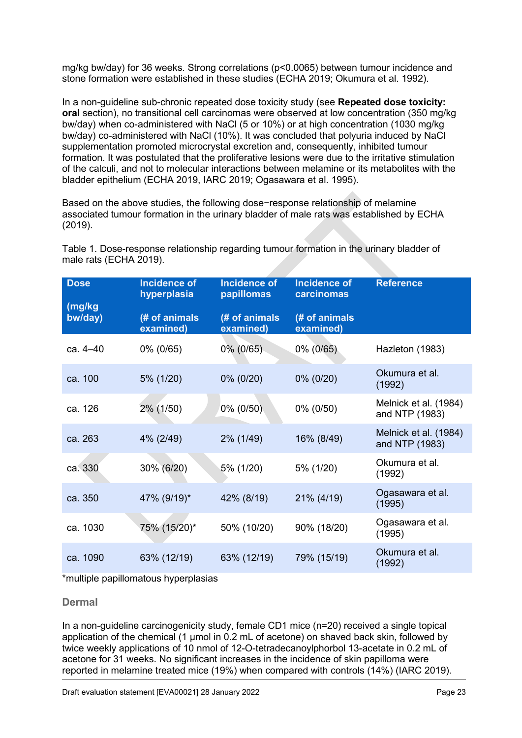mg/kg bw/day) for 36 weeks. Strong correlations ($p<0.0065$) between tumour incidence and stone formation were established in these studies (ECHA 2019; Okumura et al. 1992).

In a non-guideline sub-chronic repeated dose toxicity study (see **Repeated dose toxicity: oral** section), no transitional cell carcinomas were observed at low concentration (350 mg/kg bw/day) when co-administered with NaCl (5 or 10%) or at high concentration (1030 mg/kg bw/day) co-administered with NaCl (10%). It was concluded that polyuria induced by NaCl supplementation promoted microcrystal excretion and, consequently, inhibited tumour formation. It was postulated that the proliferative lesions were due to the irritative stimulation of the calculi, and not to molecular interactions between melamine or its metabolites with the bladder epithelium (ECHA 2019, IARC 2019; Ogasawara et al. 1995).

Based on the above studies, the following dose−response relationship of melamine associated tumour formation in the urinary bladder of male rats was established by ECHA (2019).

Table 1. Dose-response relationship regarding tumour formation in the urinary bladder of male rats (ECHA 2019).

| Dose (mg/kg bw/day) | Incidence of hyperplasia (# of animals examined) | Incidence of papillomas (# of animals examined) | Incidence of carcinomas (# of animals examined) | Reference |
|---|---|---|---|---|
| ca. 4–40 | 0% (0/65) | 0% (0/65) | 0% (0/65) | Hazleton (1983) |
| ca. 100 | 5% (1/20) | 0% (0/20) | 0% (0/20) | Okumura et al. (1992) |
| ca. 126 | 2% (1/50) | 0% (0/50) | 0% (0/50) | Melnick et al. (1984) and NTP (1983) |
| ca. 263 | 4% (2/49) | 2% (1/49) | 16% (8/49) | Melnick et al. (1984) and NTP (1983) |
| ca. 330 | 30% (6/20) | 5% (1/20) | 5% (1/20) | Okumura et al. (1992) |
| ca. 350 | 47% (9/19)* | 42% (8/19) | 21% (4/19) | Ogasawara et al. (1995) |
| ca. 1030 | 75% (15/20)* | 50% (10/20) | 90% (18/20) | Ogasawara et al. (1995) |
| ca. 1090 | 63% (12/19) | 63% (12/19) | 79% (15/19) | Okumura et al. (1992) |

*multiple papillomatous hyperplasias

### Dermal

In a non-guideline carcinogenicity study, female CD1 mice (n=20) received a single topical application of the chemical (1 µmol in 0.2 mL of acetone) on shaved back skin, followed by twice weekly applications of 10 nmol of 12-O-tetradecanoylphorbol 13-acetate in 0.2 mL of acetone for 31 weeks. No significant increases in the incidence of skin papilloma were reported in melamine treated mice (19%) when compared with controls (14%) (IARC 2019).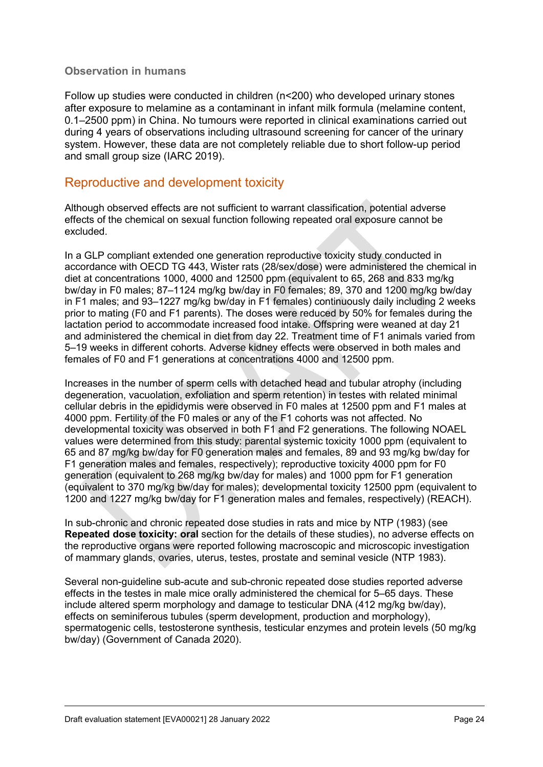### Observation in humans

Follow up studies were conducted in children (n<200) who developed urinary stones after exposure to melamine as a contaminant in infant milk formula (melamine content, 0.1–2500 ppm) in China. No tumours were reported in clinical examinations carried out during 4 years of observations including ultrasound screening for cancer of the urinary system. However, these data are not completely reliable due to short follow-up period and small group size (IARC 2019).

## Reproductive and development toxicity

Although observed effects are not sufficient to warrant classification, potential adverse effects of the chemical on sexual function following repeated oral exposure cannot be excluded.

In a GLP compliant extended one generation reproductive toxicity study conducted in accordance with OECD TG 443, Wister rats (28/sex/dose) were administered the chemical in diet at concentrations 1000, 4000 and 12500 ppm (equivalent to 65, 268 and 833 mg/kg bw/day in F0 males; 87–1124 mg/kg bw/day in F0 females; 89, 370 and 1200 mg/kg bw/day in F1 males; and 93–1227 mg/kg bw/day in F1 females) continuously daily including 2 weeks prior to mating (F0 and F1 parents). The doses were reduced by 50% for females during the lactation period to accommodate increased food intake. Offspring were weaned at day 21 and administered the chemical in diet from day 22. Treatment time of F1 animals varied from 5–19 weeks in different cohorts. Adverse kidney effects were observed in both males and females of F0 and F1 generations at concentrations 4000 and 12500 ppm.

Increases in the number of sperm cells with detached head and tubular atrophy (including degeneration, vacuolation, exfoliation and sperm retention) in testes with related minimal cellular debris in the epididymis were observed in F0 males at 12500 ppm and F1 males at 4000 ppm. Fertility of the F0 males or any of the F1 cohorts was not affected. No developmental toxicity was observed in both F1 and F2 generations. The following NOAEL values were determined from this study: parental systemic toxicity 1000 ppm (equivalent to 65 and 87 mg/kg bw/day for F0 generation males and females, 89 and 93 mg/kg bw/day for F1 generation males and females, respectively); reproductive toxicity 4000 ppm for F0 generation (equivalent to 268 mg/kg bw/day for males) and 1000 ppm for F1 generation (equivalent to 370 mg/kg bw/day for males); developmental toxicity 12500 ppm (equivalent to 1200 and 1227 mg/kg bw/day for F1 generation males and females, respectively) (REACH).

In sub-chronic and chronic repeated dose studies in rats and mice by NTP (1983) (see **Repeated dose toxicity: oral** section for the details of these studies), no adverse effects on the reproductive organs were reported following macroscopic and microscopic investigation of mammary glands, ovaries, uterus, testes, prostate and seminal vesicle (NTP 1983).

Several non-guideline sub-acute and sub-chronic repeated dose studies reported adverse effects in the testes in male mice orally administered the chemical for 5–65 days. These include altered sperm morphology and damage to testicular DNA (412 mg/kg bw/day), effects on seminiferous tubules (sperm development, production and morphology), spermatogenic cells, testosterone synthesis, testicular enzymes and protein levels (50 mg/kg bw/day) (Government of Canada 2020).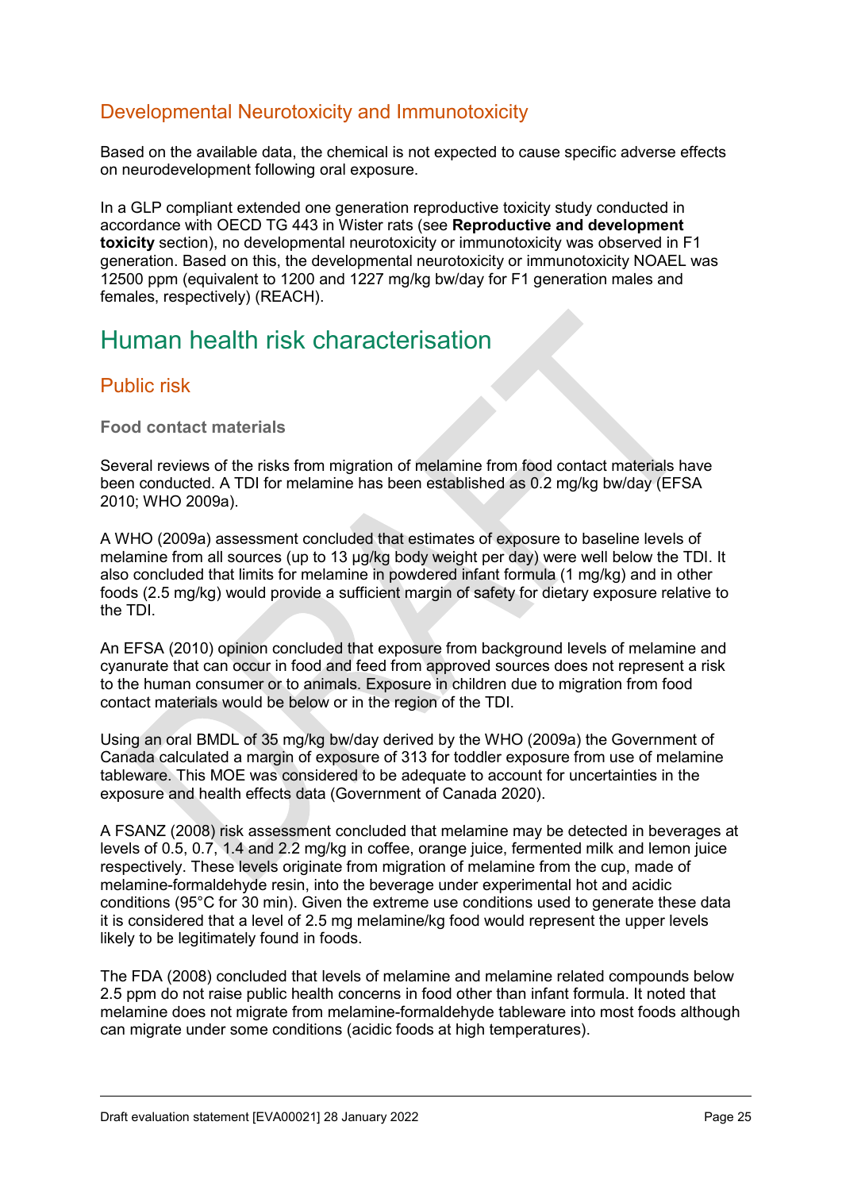## Developmental Neurotoxicity and Immunotoxicity

Based on the available data, the chemical is not expected to cause specific adverse effects on neurodevelopment following oral exposure.

In a GLP compliant extended one generation reproductive toxicity study conducted in accordance with OECD TG 443 in Wister rats (see **Reproductive and development toxicity** section), no developmental neurotoxicity or immunotoxicity was observed in F1 generation. Based on this, the developmental neurotoxicity or immunotoxicity NOAEL was 12500 ppm (equivalent to 1200 and 1227 mg/kg bw/day for F1 generation males and females, respectively) (REACH).

# Human health risk characterisation

## Public risk

### Food contact materials

Several reviews of the risks from migration of melamine from food contact materials have been conducted. A TDI for melamine has been established as 0.2 mg/kg bw/day (EFSA 2010; WHO 2009a).

A WHO (2009a) assessment concluded that estimates of exposure to baseline levels of melamine from all sources (up to 13 µg/kg body weight per day) were well below the TDI. It also concluded that limits for melamine in powdered infant formula (1 mg/kg) and in other foods (2.5 mg/kg) would provide a sufficient margin of safety for dietary exposure relative to the TDI.

An EFSA (2010) opinion concluded that exposure from background levels of melamine and cyanurate that can occur in food and feed from approved sources does not represent a risk to the human consumer or to animals. Exposure in children due to migration from food contact materials would be below or in the region of the TDI.

Using an oral BMDL of 35 mg/kg bw/day derived by the WHO (2009a) the Government of Canada calculated a margin of exposure of 313 for toddler exposure from use of melamine tableware. This MOE was considered to be adequate to account for uncertainties in the exposure and health effects data (Government of Canada 2020).

A FSANZ (2008) risk assessment concluded that melamine may be detected in beverages at levels of 0.5, 0.7, 1.4 and 2.2 mg/kg in coffee, orange juice, fermented milk and lemon juice respectively. These levels originate from migration of melamine from the cup, made of melamine-formaldehyde resin, into the beverage under experimental hot and acidic conditions (95°C for 30 min). Given the extreme use conditions used to generate these data it is considered that a level of 2.5 mg melamine/kg food would represent the upper levels likely to be legitimately found in foods.

The FDA (2008) concluded that levels of melamine and melamine related compounds below 2.5 ppm do not raise public health concerns in food other than infant formula. It noted that melamine does not migrate from melamine-formaldehyde tableware into most foods although can migrate under some conditions (acidic foods at high temperatures).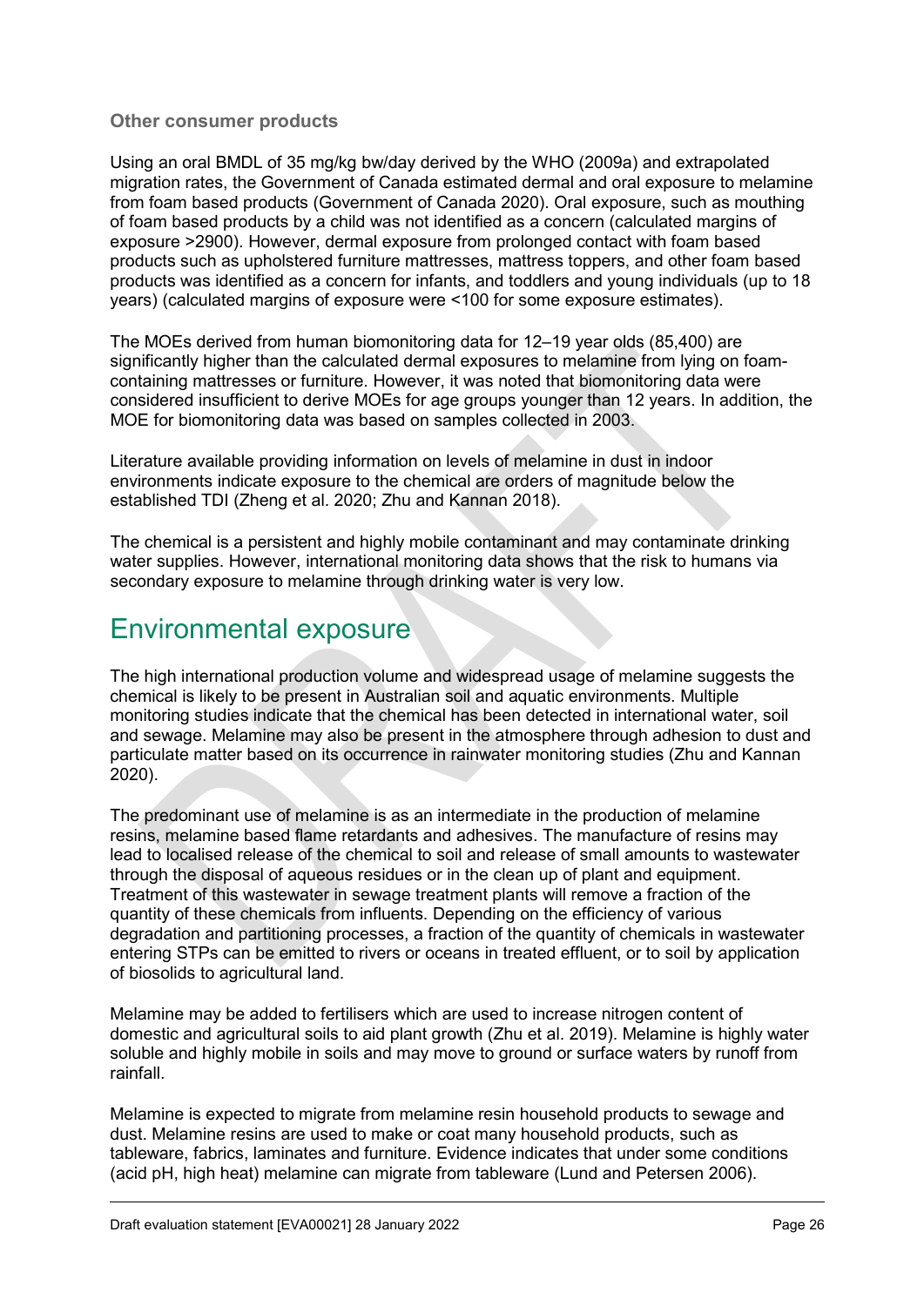### Other consumer products

Using an oral BMDL of 35 mg/kg bw/day derived by the WHO (2009a) and extrapolated migration rates, the Government of Canada estimated dermal and oral exposure to melamine from foam based products (Government of Canada 2020). Oral exposure, such as mouthing of foam based products by a child was not identified as a concern (calculated margins of exposure >2900). However, dermal exposure from prolonged contact with foam based products such as upholstered furniture mattresses, mattress toppers, and other foam based products was identified as a concern for infants, and toddlers and young individuals (up to 18 years) (calculated margins of exposure were <100 for some exposure estimates).

The MOEs derived from human biomonitoring data for 12–19 year olds (85,400) are significantly higher than the calculated dermal exposures to melamine from lying on foam-containing mattresses or furniture. However, it was noted that biomonitoring data were considered insufficient to derive MOEs for age groups younger than 12 years. In addition, the MOE for biomonitoring data was based on samples collected in 2003.

Literature available providing information on levels of melamine in dust in indoor environments indicate exposure to the chemical are orders of magnitude below the established TDI (Zheng et al. 2020; Zhu and Kannan 2018).

The chemical is a persistent and highly mobile contaminant and may contaminate drinking water supplies. However, international monitoring data shows that the risk to humans via secondary exposure to melamine through drinking water is very low.

## Environmental exposure

The high international production volume and widespread usage of melamine suggests the chemical is likely to be present in Australian soil and aquatic environments. Multiple monitoring studies indicate that the chemical has been detected in international water, soil and sewage. Melamine may also be present in the atmosphere through adhesion to dust and particulate matter based on its occurrence in rainwater monitoring studies (Zhu and Kannan 2020).

The predominant use of melamine is as an intermediate in the production of melamine resins, melamine based flame retardants and adhesives. The manufacture of resins may lead to localised release of the chemical to soil and release of small amounts to wastewater through the disposal of aqueous residues or in the clean up of plant and equipment. Treatment of this wastewater in sewage treatment plants will remove a fraction of the quantity of these chemicals from influents. Depending on the efficiency of various degradation and partitioning processes, a fraction of the quantity of chemicals in wastewater entering STPs can be emitted to rivers or oceans in treated effluent, or to soil by application of biosolids to agricultural land.

Melamine may be added to fertilisers which are used to increase nitrogen content of domestic and agricultural soils to aid plant growth (Zhu et al. 2019). Melamine is highly water soluble and highly mobile in soils and may move to ground or surface waters by runoff from rainfall.

Melamine is expected to migrate from melamine resin household products to sewage and dust. Melamine resins are used to make or coat many household products, such as tableware, fabrics, laminates and furniture. Evidence indicates that under some conditions (acid pH, high heat) melamine can migrate from tableware (Lund and Petersen 2006).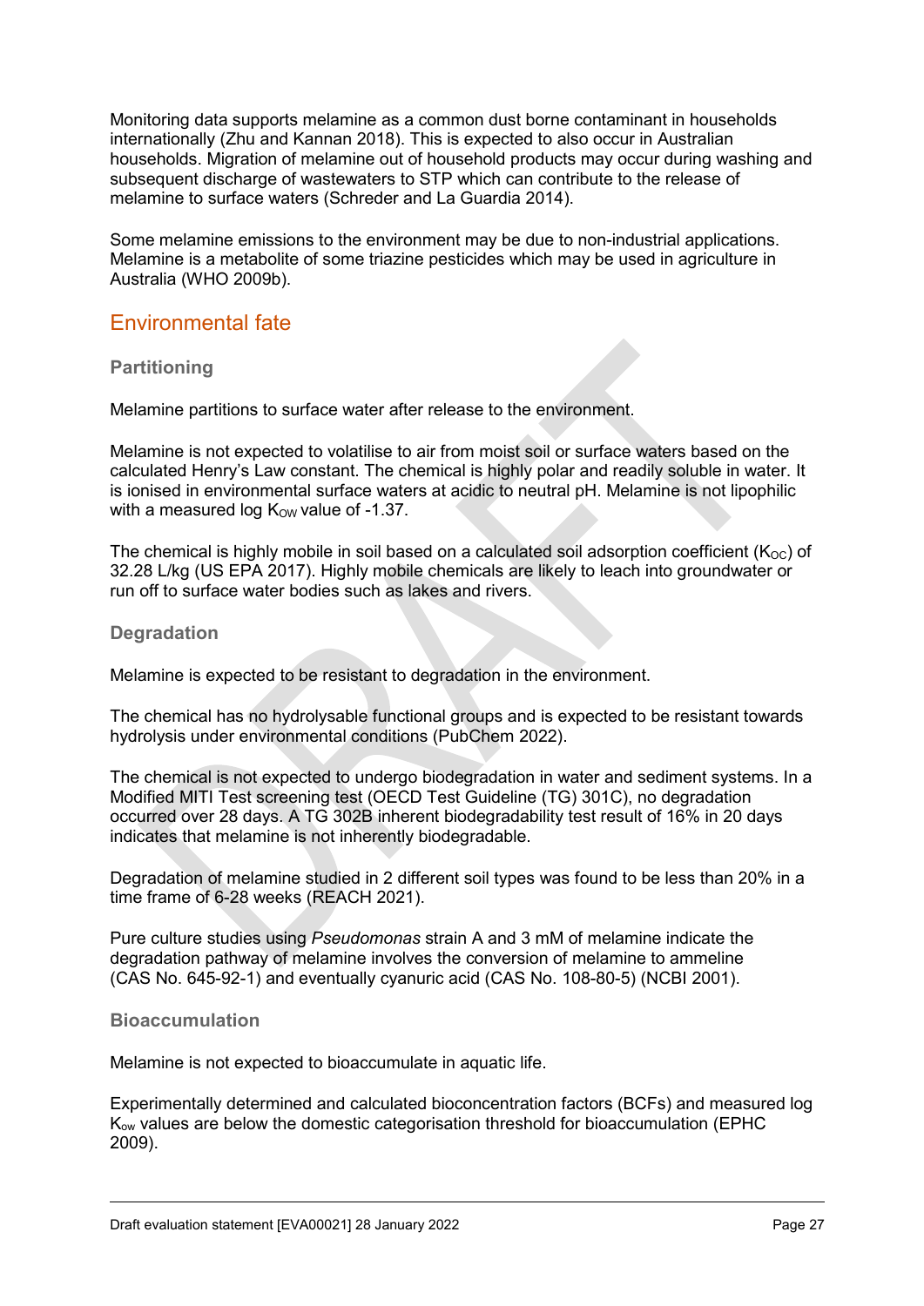Monitoring data supports melamine as a common dust borne contaminant in households internationally (Zhu and Kannan 2018). This is expected to also occur in Australian households. Migration of melamine out of household products may occur during washing and subsequent discharge of wastewaters to STP which can contribute to the release of melamine to surface waters (Schreder and La Guardia 2014).

Some melamine emissions to the environment may be due to non-industrial applications. Melamine is a metabolite of some triazine pesticides which may be used in agriculture in Australia (WHO 2009b).

## Environmental fate

### Partitioning

Melamine partitions to surface water after release to the environment.

Melamine is not expected to volatilise to air from moist soil or surface waters based on the calculated Henry's Law constant. The chemical is highly polar and readily soluble in water. It is ionised in environmental surface waters at acidic to neutral pH. Melamine is not lipophilic with a measured log $K_{OW}$ value of -1.37.

The chemical is highly mobile in soil based on a calculated soil adsorption coefficient ($K_{OC}$) of 32.28 L/kg (US EPA 2017). Highly mobile chemicals are likely to leach into groundwater or run off to surface water bodies such as lakes and rivers.

### Degradation

Melamine is expected to be resistant to degradation in the environment.

The chemical has no hydrolysable functional groups and is expected to be resistant towards hydrolysis under environmental conditions (PubChem 2022).

The chemical is not expected to undergo biodegradation in water and sediment systems. In a Modified MITI Test screening test (OECD Test Guideline (TG) 301C), no degradation occurred over 28 days. A TG 302B inherent biodegradability test result of 16% in 20 days indicates that melamine is not inherently biodegradable.

Degradation of melamine studied in 2 different soil types was found to be less than 20% in a time frame of 6-28 weeks (REACH 2021).

Pure culture studies using *Pseudomonas* strain A and 3 mM of melamine indicate the degradation pathway of melamine involves the conversion of melamine to ammeline (CAS No. 645-92-1) and eventually cyanuric acid (CAS No. 108-80-5) (NCBI 2001).

### Bioaccumulation

Melamine is not expected to bioaccumulate in aquatic life.

Experimentally determined and calculated bioconcentration factors (BCFs) and measured log $K_{ow}$ values are below the domestic categorisation threshold for bioaccumulation (EPHC 2009).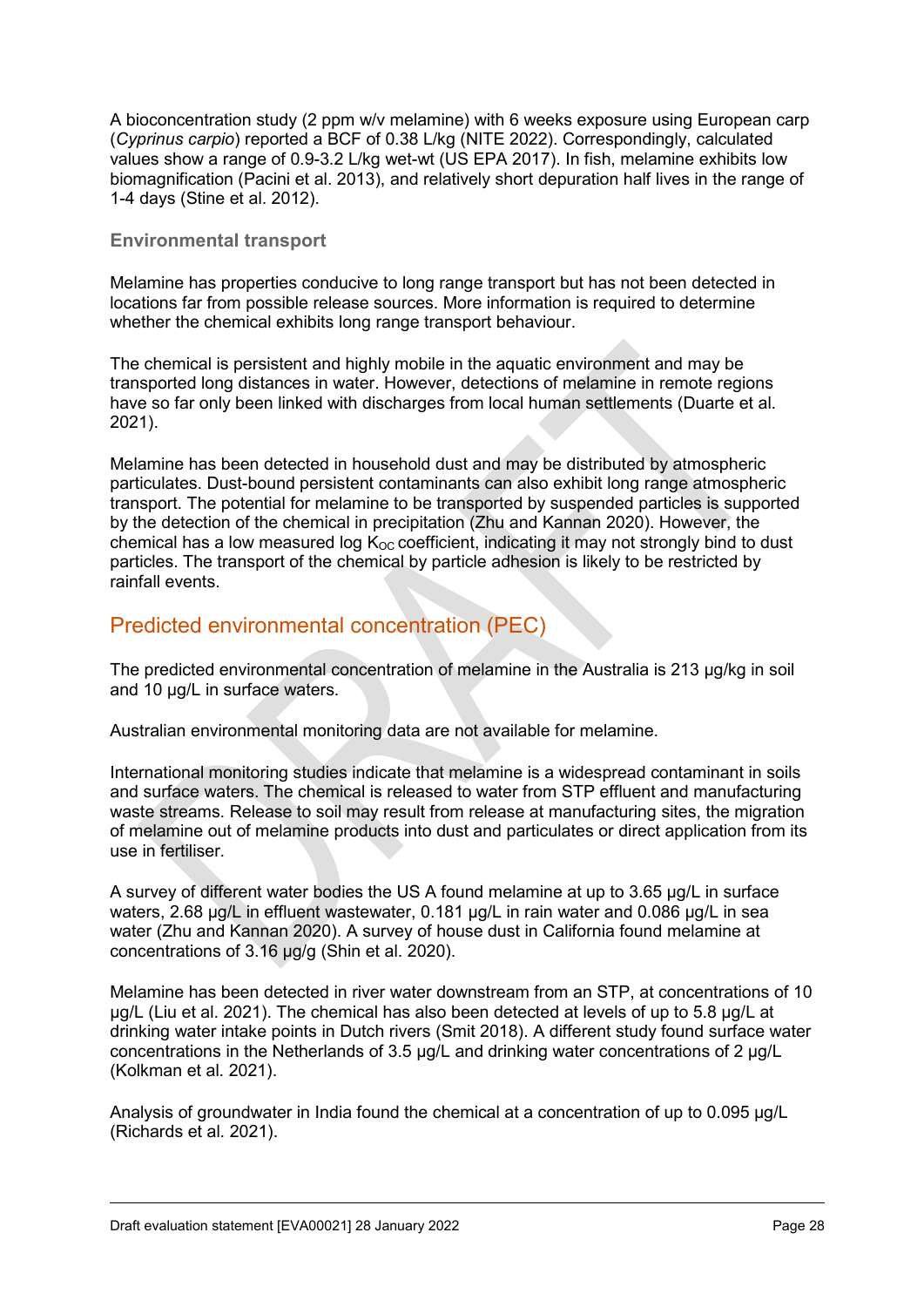A bioconcentration study (2 ppm w/v melamine) with 6 weeks exposure using European carp (*Cyprinus carpio*) reported a BCF of 0.38 L/kg (NITE 2022). Correspondingly, calculated values show a range of 0.9-3.2 L/kg wet-wt (US EPA 2017). In fish, melamine exhibits low biomagnification (Pacini et al. 2013), and relatively short depuration half lives in the range of 1-4 days (Stine et al. 2012).

### Environmental transport

Melamine has properties conducive to long range transport but has not been detected in locations far from possible release sources. More information is required to determine whether the chemical exhibits long range transport behaviour.

The chemical is persistent and highly mobile in the aquatic environment and may be transported long distances in water. However, detections of melamine in remote regions have so far only been linked with discharges from local human settlements (Duarte et al. 2021).

Melamine has been detected in household dust and may be distributed by atmospheric particulates. Dust-bound persistent contaminants can also exhibit long range atmospheric transport. The potential for melamine to be transported by suspended particles is supported by the detection of the chemical in precipitation (Zhu and Kannan 2020). However, the chemical has a low measured log $K_{OC}$ coefficient, indicating it may not strongly bind to dust particles. The transport of the chemical by particle adhesion is likely to be restricted by rainfall events.

## Predicted environmental concentration (PEC)

The predicted environmental concentration of melamine in the Australia is 213 µg/kg in soil and 10 µg/L in surface waters.

Australian environmental monitoring data are not available for melamine.

International monitoring studies indicate that melamine is a widespread contaminant in soils and surface waters. The chemical is released to water from STP effluent and manufacturing waste streams. Release to soil may result from release at manufacturing sites, the migration of melamine out of melamine products into dust and particulates or direct application from its use in fertiliser.

A survey of different water bodies the US A found melamine at up to 3.65 µg/L in surface waters, 2.68 µg/L in effluent wastewater, 0.181 µg/L in rain water and 0.086 µg/L in sea water (Zhu and Kannan 2020). A survey of house dust in California found melamine at concentrations of 3.16 µg/g (Shin et al. 2020).

Melamine has been detected in river water downstream from an STP, at concentrations of 10 µg/L (Liu et al. 2021). The chemical has also been detected at levels of up to 5.8 µg/L at drinking water intake points in Dutch rivers (Smit 2018). A different study found surface water concentrations in the Netherlands of 3.5 µg/L and drinking water concentrations of 2 µg/L (Kolkman et al. 2021).

Analysis of groundwater in India found the chemical at a concentration of up to 0.095 µg/L (Richards et al. 2021).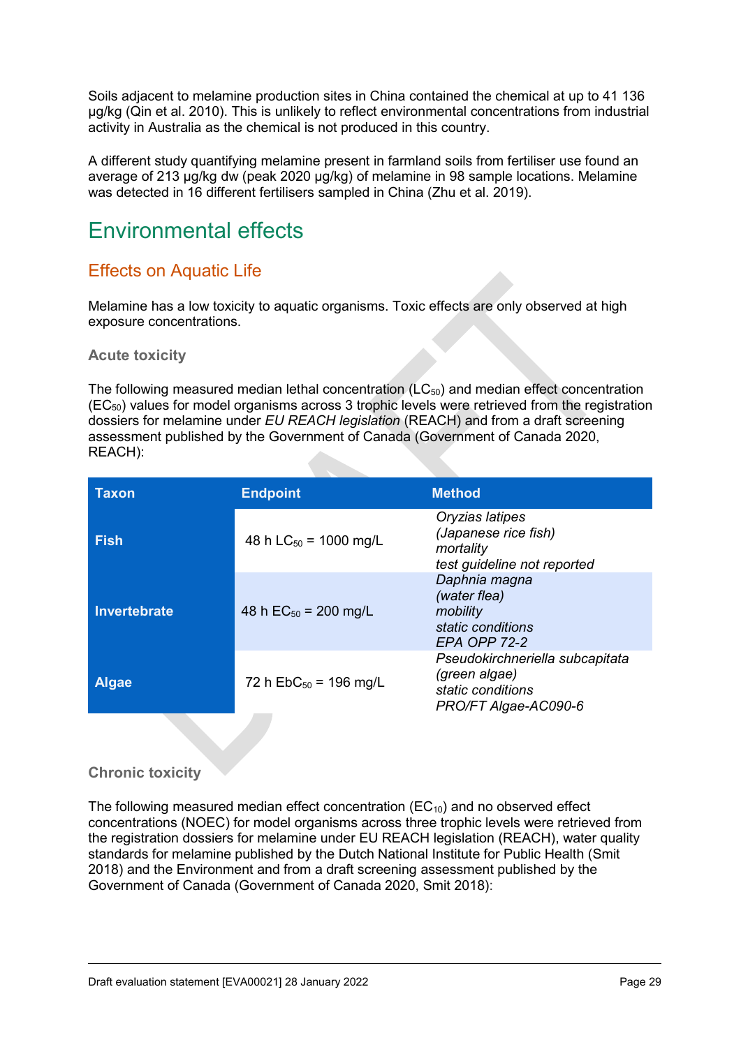Soils adjacent to melamine production sites in China contained the chemical at up to 41 136 µg/kg (Qin et al. 2010). This is unlikely to reflect environmental concentrations from industrial activity in Australia as the chemical is not produced in this country.

A different study quantifying melamine present in farmland soils from fertiliser use found an average of 213 µg/kg dw (peak 2020 µg/kg) of melamine in 98 sample locations. Melamine was detected in 16 different fertilisers sampled in China (Zhu et al. 2019).

# Environmental effects

## Effects on Aquatic Life

Melamine has a low toxicity to aquatic organisms. Toxic effects are only observed at high exposure concentrations.

### Acute toxicity

The following measured median lethal concentration ($LC_{50}$) and median effect concentration ($EC_{50}$) values for model organisms across 3 trophic levels were retrieved from the registration dossiers for melamine under *EU REACH legislation* (REACH) and from a draft screening assessment published by the Government of Canada (Government of Canada 2020, REACH):

| Taxon | Endpoint | Method |
|---|---|---|
| **Fish** | 48 h $LC_{50}$ = 1000 mg/L | *Oryzias latipes (Japanese rice fish) mortality test guideline not reported* |
| **Invertebrate** | 48 h $EC_{50}$ = 200 mg/L | *Daphnia magna (water flea) mobility static conditions EPA OPP 72-2* |
| **Algae** | 72 h $EbC_{50}$ = 196 mg/L | *Pseudokirchneriella subcapitata (green algae) static conditions PRO/FT Algae-AC090-6* |

### Chronic toxicity

The following measured median effect concentration ($EC_{10}$) and no observed effect concentrations (NOEC) for model organisms across three trophic levels were retrieved from the registration dossiers for melamine under EU REACH legislation (REACH), water quality standards for melamine published by the Dutch National Institute for Public Health (Smit 2018) and the Environment and from a draft screening assessment published by the Government of Canada (Government of Canada 2020, Smit 2018):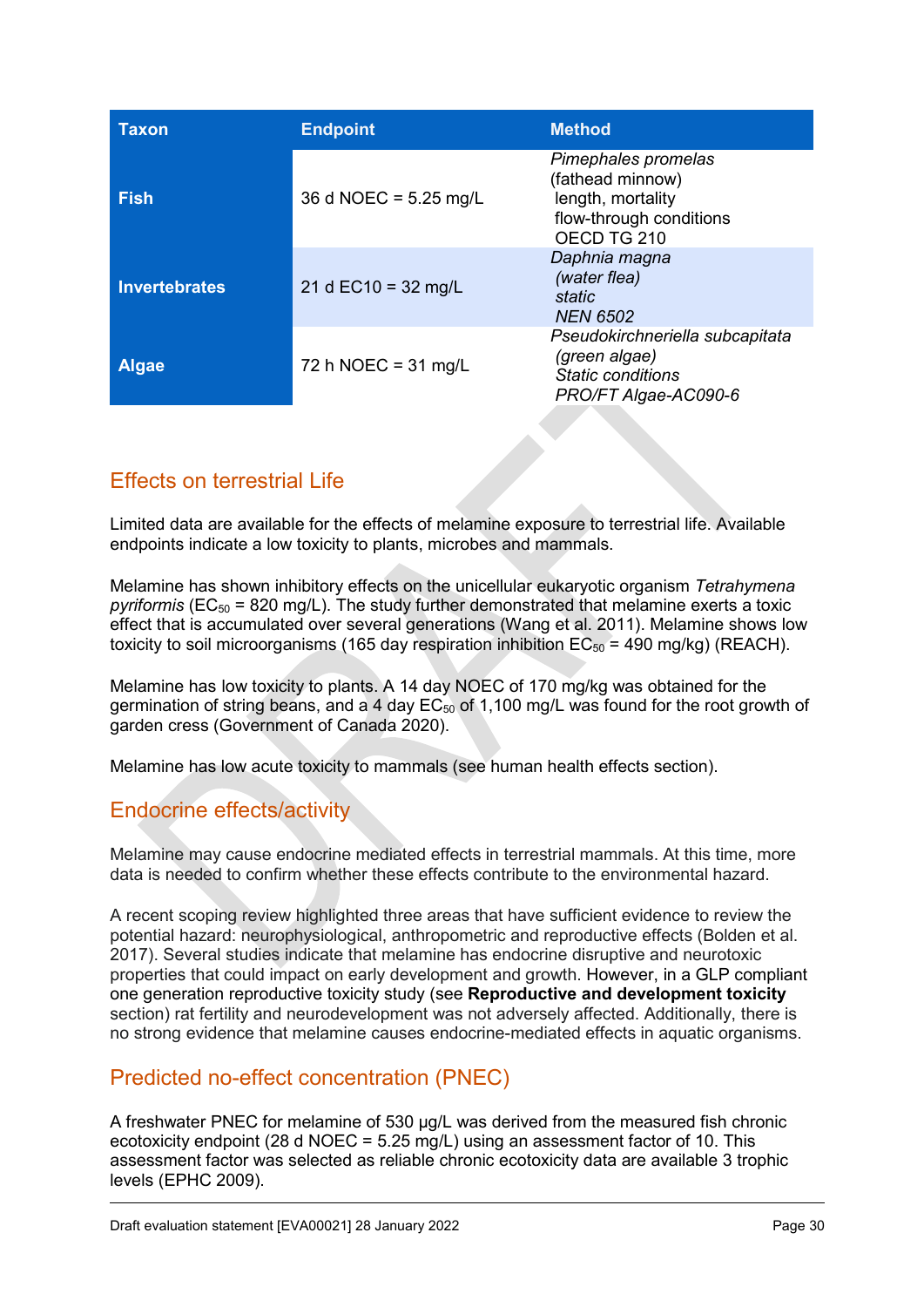| Taxon | Endpoint | Method |
|---|---|---|
| Fish | 36 d NOEC = 5.25 mg/L | *Pimephales promelas* (fathead minnow) length, mortality flow-through conditions OECD TG 210 |
| Invertebrates | 21 d EC10 = 32 mg/L | *Daphnia magna (water flea) static NEN 6502* |
| Algae | 72 h NOEC = 31 mg/L | *Pseudokirchneriella subcapitata (green algae) Static conditions PRO/FT Algae-AC090-6* |

## Effects on terrestrial Life

Limited data are available for the effects of melamine exposure to terrestrial life. Available endpoints indicate a low toxicity to plants, microbes and mammals.

Melamine has shown inhibitory effects on the unicellular eukaryotic organism *Tetrahymena pyriformis* ($EC_{50}$ = 820 mg/L). The study further demonstrated that melamine exerts a toxic effect that is accumulated over several generations (Wang et al. 2011). Melamine shows low toxicity to soil microorganisms (165 day respiration inhibition $EC_{50}$ = 490 mg/kg) (REACH).

Melamine has low toxicity to plants. A 14 day NOEC of 170 mg/kg was obtained for the germination of string beans, and a 4 day $EC_{50}$ of 1,100 mg/L was found for the root growth of garden cress (Government of Canada 2020).

Melamine has low acute toxicity to mammals (see human health effects section).

## Endocrine effects/activity

Melamine may cause endocrine mediated effects in terrestrial mammals. At this time, more data is needed to confirm whether these effects contribute to the environmental hazard.

A recent scoping review highlighted three areas that have sufficient evidence to review the potential hazard: neurophysiological, anthropometric and reproductive effects (Bolden et al. 2017). Several studies indicate that melamine has endocrine disruptive and neurotoxic properties that could impact on early development and growth. However, in a GLP compliant one generation reproductive toxicity study (see **Reproductive and development toxicity** section) rat fertility and neurodevelopment was not adversely affected. Additionally, there is no strong evidence that melamine causes endocrine-mediated effects in aquatic organisms.

## Predicted no-effect concentration (PNEC)

A freshwater PNEC for melamine of 530 µg/L was derived from the measured fish chronic ecotoxicity endpoint (28 d NOEC = 5.25 mg/L) using an assessment factor of 10. This assessment factor was selected as reliable chronic ecotoxicity data are available 3 trophic levels (EPHC 2009).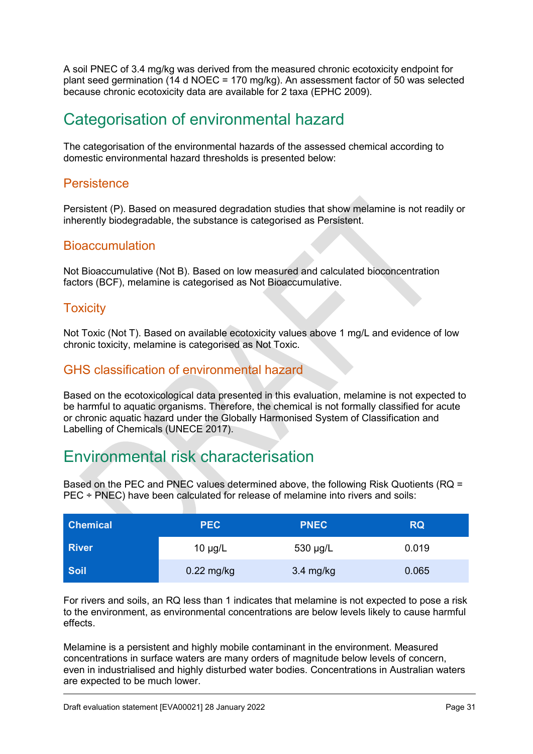A soil PNEC of 3.4 mg/kg was derived from the measured chronic ecotoxicity endpoint for plant seed germination (14 d NOEC = 170 mg/kg). An assessment factor of 50 was selected because chronic ecotoxicity data are available for 2 taxa (EPHC 2009).

## Categorisation of environmental hazard

The categorisation of the environmental hazards of the assessed chemical according to domestic environmental hazard thresholds is presented below:

### Persistence

Persistent (P). Based on measured degradation studies that show melamine is not readily or inherently biodegradable, the substance is categorised as Persistent.

### Bioaccumulation

Not Bioaccumulative (Not B). Based on low measured and calculated bioconcentration factors (BCF), melamine is categorised as Not Bioaccumulative.

### Toxicity

Not Toxic (Not T). Based on available ecotoxicity values above 1 mg/L and evidence of low chronic toxicity, melamine is categorised as Not Toxic.

### GHS classification of environmental hazard

Based on the ecotoxicological data presented in this evaluation, melamine is not expected to be harmful to aquatic organisms. Therefore, the chemical is not formally classified for acute or chronic aquatic hazard under the Globally Harmonised System of Classification and Labelling of Chemicals (UNECE 2017).

## Environmental risk characterisation

Based on the PEC and PNEC values determined above, the following Risk Quotients (RQ = PEC ÷ PNEC) have been calculated for release of melamine into rivers and soils:

| Chemical | PEC | PNEC | RQ |
|---|---|---|---|
| River | 10 µg/L | 530 µg/L | 0.019 |
| Soil | 0.22 mg/kg | 3.4 mg/kg | 0.065 |

For rivers and soils, an RQ less than 1 indicates that melamine is not expected to pose a risk to the environment, as environmental concentrations are below levels likely to cause harmful effects.

Melamine is a persistent and highly mobile contaminant in the environment. Measured concentrations in surface waters are many orders of magnitude below levels of concern, even in industrialised and highly disturbed water bodies. Concentrations in Australian waters are expected to be much lower.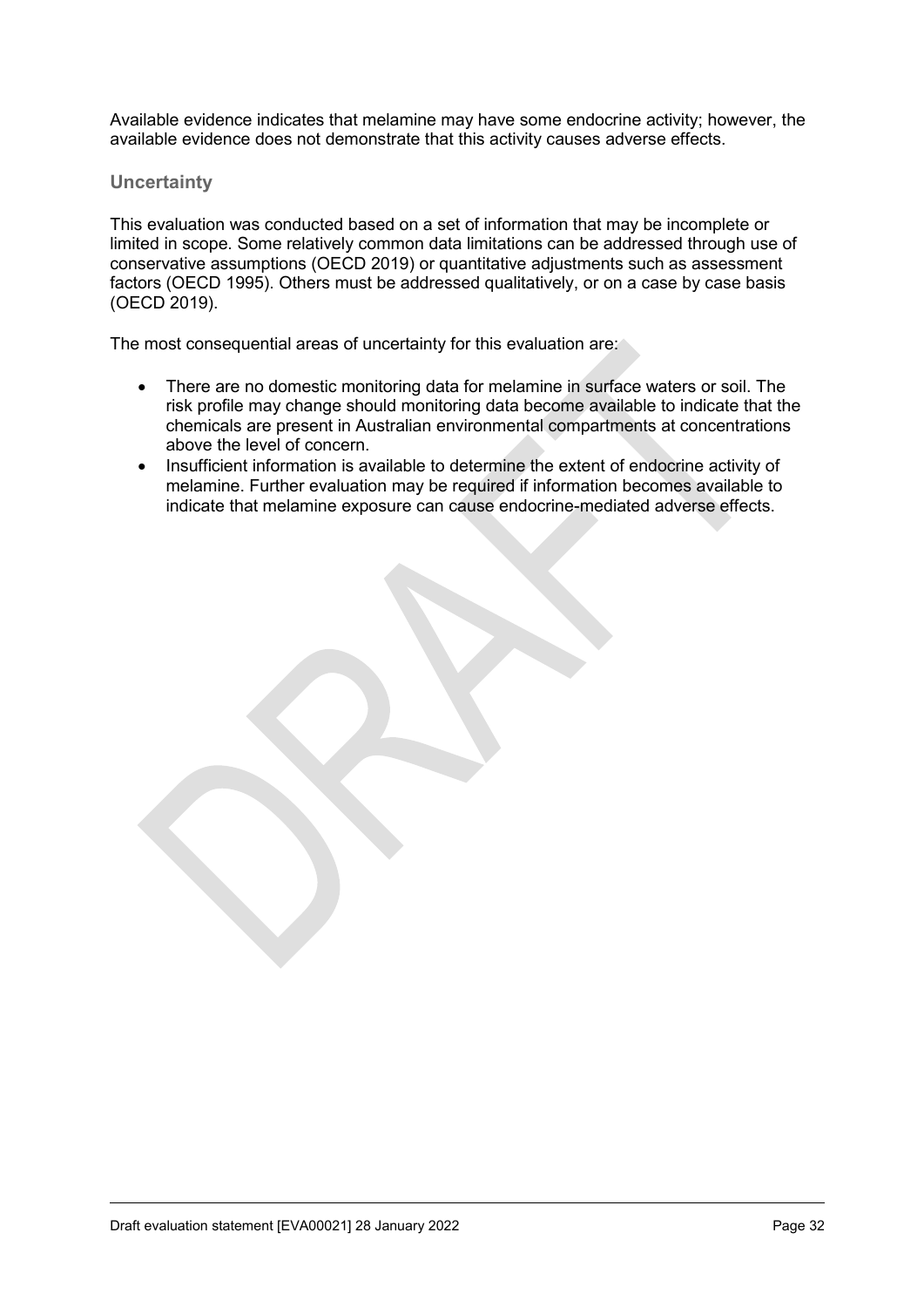Available evidence indicates that melamine may have some endocrine activity; however, the available evidence does not demonstrate that this activity causes adverse effects.

### Uncertainty

This evaluation was conducted based on a set of information that may be incomplete or limited in scope. Some relatively common data limitations can be addressed through use of conservative assumptions (OECD 2019) or quantitative adjustments such as assessment factors (OECD 1995). Others must be addressed qualitatively, or on a case by case basis (OECD 2019).

The most consequential areas of uncertainty for this evaluation are:

- There are no domestic monitoring data for melamine in surface waters or soil. The risk profile may change should monitoring data become available to indicate that the chemicals are present in Australian environmental compartments at concentrations above the level of concern.
- Insufficient information is available to determine the extent of endocrine activity of melamine. Further evaluation may be required if information becomes available to indicate that melamine exposure can cause endocrine-mediated adverse effects.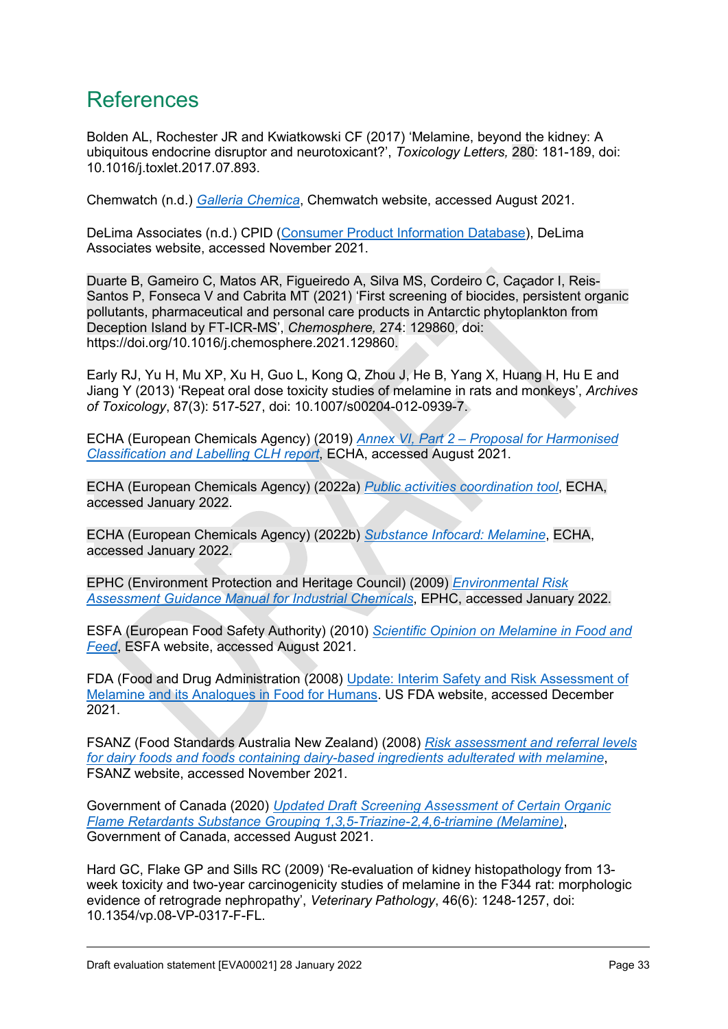# References

Bolden AL, Rochester JR and Kwiatkowski CF (2017) 'Melamine, beyond the kidney: A ubiquitous endocrine disruptor and neurotoxicant?', *Toxicology Letters,* 280: 181-189, doi: 10.1016/j.toxlet.2017.07.893.

Chemwatch (n.d.) *Galleria Chemica*, Chemwatch website, accessed August 2021.

DeLima Associates (n.d.) CPID (Consumer Product Information Database), DeLima Associates website, accessed November 2021.

Duarte B, Gameiro C, Matos AR, Figueiredo A, Silva MS, Cordeiro C, Caçador I, Reis-Santos P, Fonseca V and Cabrita MT (2021) 'First screening of biocides, persistent organic pollutants, pharmaceutical and personal care products in Antarctic phytoplankton from Deception Island by FT-ICR-MS', *Chemosphere,* 274: 129860, doi: https://doi.org/10.1016/j.chemosphere.2021.129860.

Early RJ, Yu H, Mu XP, Xu H, Guo L, Kong Q, Zhou J, He B, Yang X, Huang H, Hu E and Jiang Y (2013) 'Repeat oral dose toxicity studies of melamine in rats and monkeys', *Archives of Toxicology*, 87(3): 517-527, doi: 10.1007/s00204-012-0939-7.

ECHA (European Chemicals Agency) (2019) *Annex VI, Part 2 – Proposal for Harmonised Classification and Labelling CLH report*, ECHA, accessed August 2021.

ECHA (European Chemicals Agency) (2022a) *Public activities coordination tool*, ECHA, accessed January 2022.

ECHA (European Chemicals Agency) (2022b) *Substance Infocard: Melamine*, ECHA, accessed January 2022.

EPHC (Environment Protection and Heritage Council) (2009) *Environmental Risk Assessment Guidance Manual for Industrial Chemicals*, EPHC, accessed January 2022.

ESFA (European Food Safety Authority) (2010) *Scientific Opinion on Melamine in Food and Feed*, ESFA website, accessed August 2021.

FDA (Food and Drug Administration) (2008) Update: Interim Safety and Risk Assessment of Melamine and its Analogues in Food for Humans. US FDA website, accessed December 2021.

FSANZ (Food Standards Australia New Zealand) (2008) *Risk assessment and referral levels for dairy foods and foods containing dairy-based ingredients adulterated with melamine*, FSANZ website, accessed November 2021.

Government of Canada (2020) *Updated Draft Screening Assessment of Certain Organic Flame Retardants Substance Grouping 1,3,5-Triazine-2,4,6-triamine (Melamine)*, Government of Canada, accessed August 2021.

Hard GC, Flake GP and Sills RC (2009) 'Re-evaluation of kidney histopathology from 13-week toxicity and two-year carcinogenicity studies of melamine in the F344 rat: morphologic evidence of retrograde nephropathy', *Veterinary Pathology*, 46(6): 1248-1257, doi: 10.1354/vp.08-VP-0317-F-FL.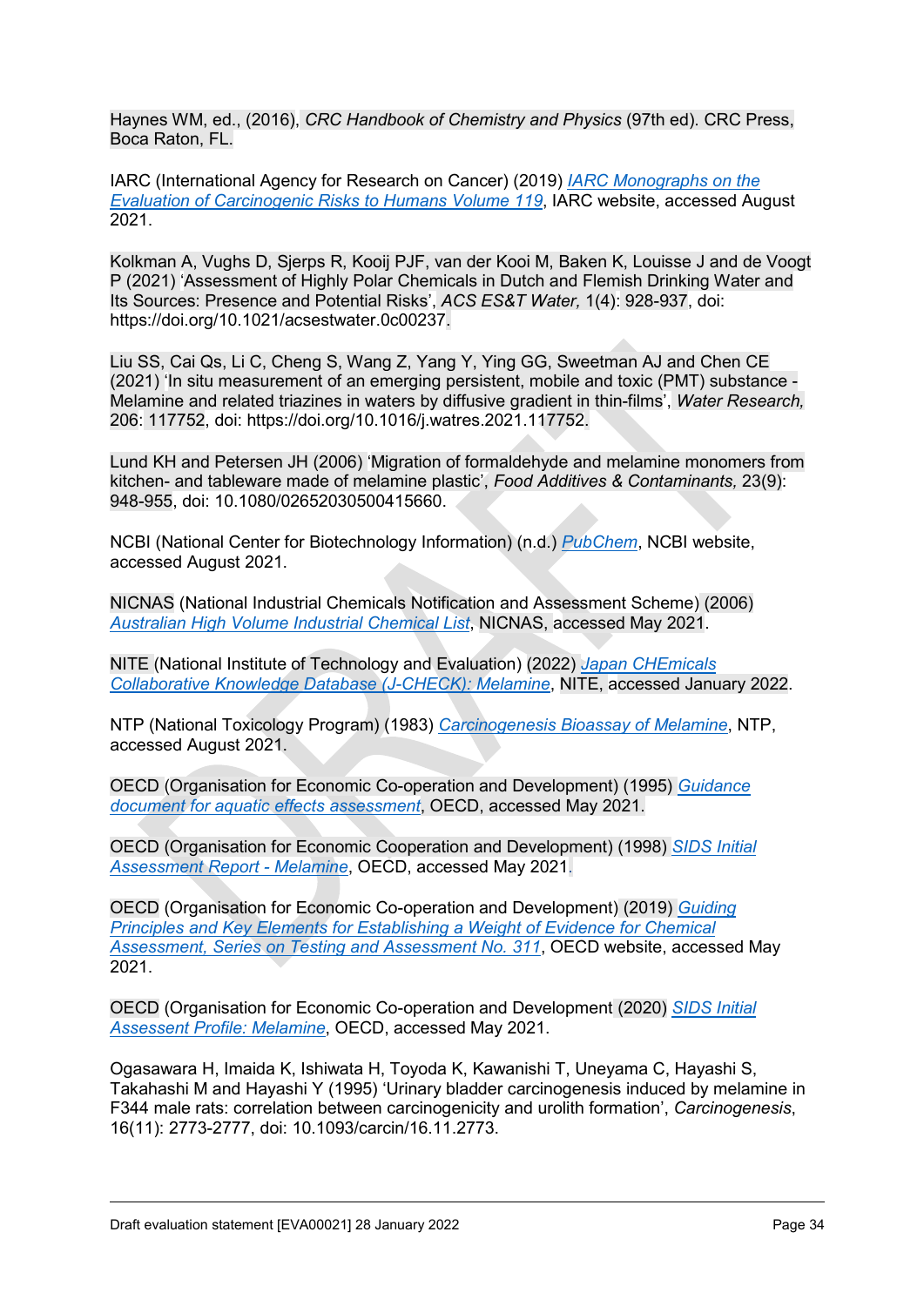Haynes WM, ed., (2016), *CRC Handbook of Chemistry and Physics* (97th ed). CRC Press, Boca Raton, FL.

IARC (International Agency for Research on Cancer) (2019) *IARC Monographs on the Evaluation of Carcinogenic Risks to Humans Volume 119*, IARC website, accessed August 2021.

Kolkman A, Vughs D, Sjerps R, Kooij PJF, van der Kooi M, Baken K, Louisse J and de Voogt P (2021) 'Assessment of Highly Polar Chemicals in Dutch and Flemish Drinking Water and Its Sources: Presence and Potential Risks', *ACS ES&T Water,* 1(4): 928-937, doi: https://doi.org/10.1021/acsestwater.0c00237.

Liu SS, Cai Qs, Li C, Cheng S, Wang Z, Yang Y, Ying GG, Sweetman AJ and Chen CE (2021) 'In situ measurement of an emerging persistent, mobile and toxic (PMT) substance - Melamine and related triazines in waters by diffusive gradient in thin-films', *Water Research,* 206: 117752, doi: https://doi.org/10.1016/j.watres.2021.117752.

Lund KH and Petersen JH (2006) 'Migration of formaldehyde and melamine monomers from kitchen- and tableware made of melamine plastic', *Food Additives & Contaminants,* 23(9): 948-955, doi: 10.1080/02652030500415660.

NCBI (National Center for Biotechnology Information) (n.d.) *PubChem*, NCBI website, accessed August 2021.

NICNAS (National Industrial Chemicals Notification and Assessment Scheme) (2006) *Australian High Volume Industrial Chemical List*, NICNAS, accessed May 2021.

NITE (National Institute of Technology and Evaluation) (2022) *Japan CHEmicals Collaborative Knowledge Database (J-CHECK): Melamine*, NITE, accessed January 2022.

NTP (National Toxicology Program) (1983) *Carcinogenesis Bioassay of Melamine*, NTP, accessed August 2021.

OECD (Organisation for Economic Co-operation and Development) (1995) *Guidance document for aquatic effects assessment*, OECD, accessed May 2021.

OECD (Organisation for Economic Cooperation and Development) (1998) *SIDS Initial Assessment Report - Melamine*, OECD, accessed May 2021.

OECD (Organisation for Economic Co-operation and Development) (2019) *Guiding Principles and Key Elements for Establishing a Weight of Evidence for Chemical Assessment, Series on Testing and Assessment No. 311*, OECD website, accessed May 2021.

OECD (Organisation for Economic Co-operation and Development (2020) *SIDS Initial Assessment Profile: Melamine*, OECD, accessed May 2021.

Ogasawara H, Imaida K, Ishiwata H, Toyoda K, Kawanishi T, Uneyama C, Hayashi S, Takahashi M and Hayashi Y (1995) 'Urinary bladder carcinogenesis induced by melamine in F344 male rats: correlation between carcinogenicity and urolith formation', *Carcinogenesis*, 16(11): 2773-2777, doi: 10.1093/carcin/16.11.2773.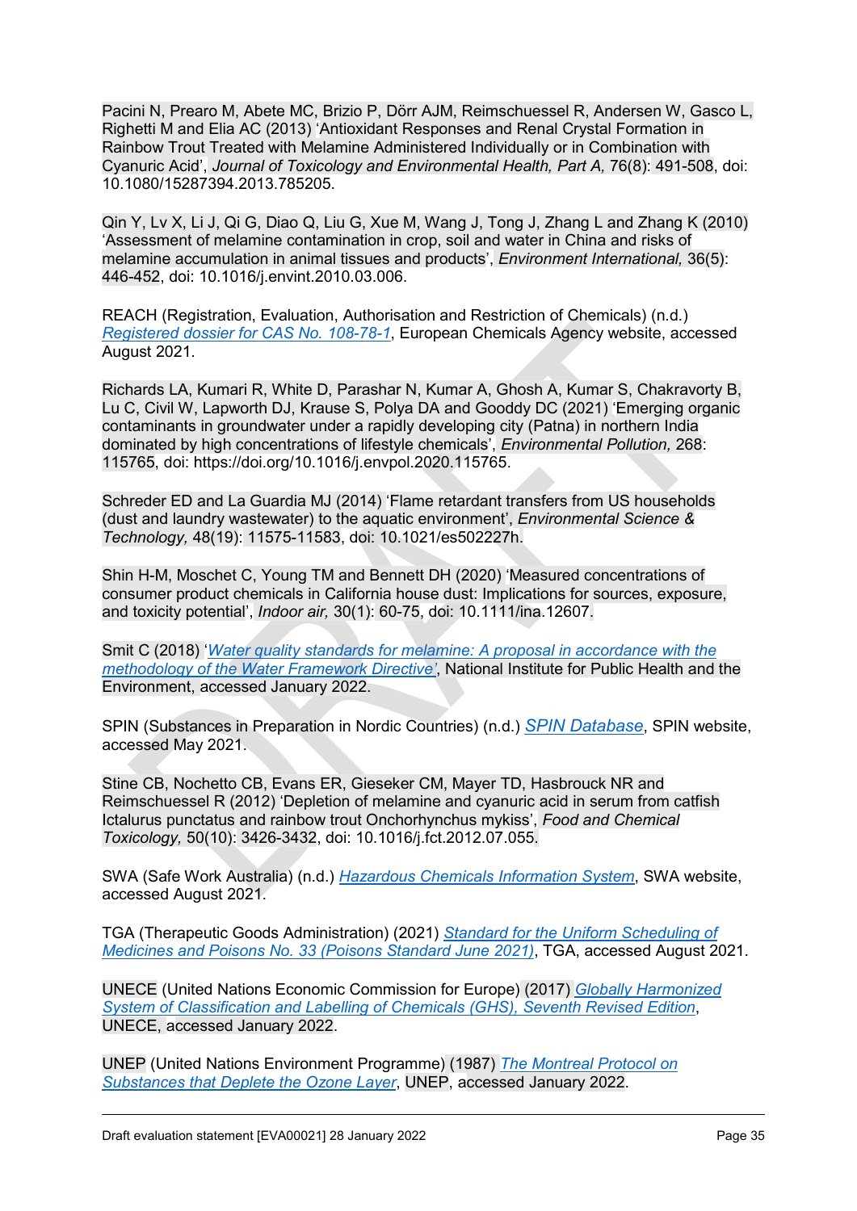Pacini N, Prearo M, Abete MC, Brizio P, Dörr AJM, Reimschuessel R, Andersen W, Gasco L, Righetti M and Elia AC (2013) 'Antioxidant Responses and Renal Crystal Formation in Rainbow Trout Treated with Melamine Administered Individually or in Combination with Cyanuric Acid', *Journal of Toxicology and Environmental Health, Part A,* 76(8): 491-508, doi: 10.1080/15287394.2013.785205.

Qin Y, Lv X, Li J, Qi G, Diao Q, Liu G, Xue M, Wang J, Tong J, Zhang L and Zhang K (2010) 'Assessment of melamine contamination in crop, soil and water in China and risks of melamine accumulation in animal tissues and products', *Environment International,* 36(5): 446-452, doi: 10.1016/j.envint.2010.03.006.

REACH (Registration, Evaluation, Authorisation and Restriction of Chemicals) (n.d.) *Registered dossier for CAS No. 108-78-1*, European Chemicals Agency website, accessed August 2021.

Richards LA, Kumari R, White D, Parashar N, Kumar A, Ghosh A, Kumar S, Chakravorty B, Lu C, Civil W, Lapworth DJ, Krause S, Polya DA and Gooddy DC (2021) 'Emerging organic contaminants in groundwater under a rapidly developing city (Patna) in northern India dominated by high concentrations of lifestyle chemicals', *Environmental Pollution,* 268: 115765, doi: https://doi.org/10.1016/j.envpol.2020.115765.

Schreder ED and La Guardia MJ (2014) 'Flame retardant transfers from US households (dust and laundry wastewater) to the aquatic environment', *Environmental Science & Technology,* 48(19): 11575-11583, doi: 10.1021/es502227h.

Shin H-M, Moschet C, Young TM and Bennett DH (2020) 'Measured concentrations of consumer product chemicals in California house dust: Implications for sources, exposure, and toxicity potential', *Indoor air,* 30(1): 60-75, doi: 10.1111/ina.12607.

Smit C (2018) '*Water quality standards for melamine: A proposal in accordance with the methodology of the Water Framework Directive*', National Institute for Public Health and the Environment, accessed January 2022.

SPIN (Substances in Preparation in Nordic Countries) (n.d.) *SPIN Database*, SPIN website, accessed May 2021.

Stine CB, Nochetto CB, Evans ER, Gieseker CM, Mayer TD, Hasbrouck NR and Reimschuessel R (2012) 'Depletion of melamine and cyanuric acid in serum from catfish Ictalurus punctatus and rainbow trout Onchorhynchus mykiss', *Food and Chemical Toxicology,* 50(10): 3426-3432, doi: 10.1016/j.fct.2012.07.055.

SWA (Safe Work Australia) (n.d.) *Hazardous Chemicals Information System*, SWA website, accessed August 2021.

TGA (Therapeutic Goods Administration) (2021) *Standard for the Uniform Scheduling of Medicines and Poisons No. 33 (Poisons Standard June 2021)*, TGA, accessed August 2021.

UNECE (United Nations Economic Commission for Europe) (2017) *Globally Harmonized System of Classification and Labelling of Chemicals (GHS), Seventh Revised Edition*, UNECE, accessed January 2022.

UNEP (United Nations Environment Programme) (1987) *The Montreal Protocol on Substances that Deplete the Ozone Layer*, UNEP, accessed January 2022.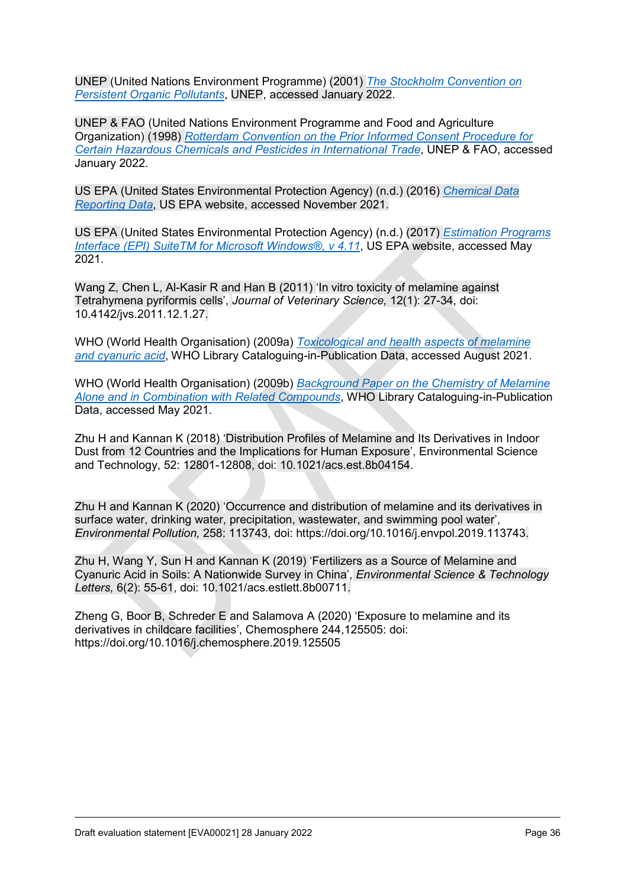UNEP (United Nations Environment Programme) (2001) *The Stockholm Convention on Persistent Organic Pollutants*, UNEP, accessed January 2022.

UNEP & FAO (United Nations Environment Programme and Food and Agriculture Organization) (1998) *Rotterdam Convention on the Prior Informed Consent Procedure for Certain Hazardous Chemicals and Pesticides in International Trade*, UNEP & FAO, accessed January 2022.

US EPA (United States Environmental Protection Agency) (n.d.) (2016) *Chemical Data Reporting Data*, US EPA website, accessed November 2021.

US EPA (United States Environmental Protection Agency) (n.d.) (2017) *Estimation Programs Interface (EPI) SuiteTM for Microsoft Windows®, v 4.11*, US EPA website, accessed May 2021.

Wang Z, Chen L, Al-Kasir R and Han B (2011) 'In vitro toxicity of melamine against Tetrahymena pyriformis cells', *Journal of Veterinary Science,* 12(1): 27-34, doi: 10.4142/jvs.2011.12.1.27.

WHO (World Health Organisation) (2009a) *Toxicological and health aspects of melamine and cyanuric acid*, WHO Library Cataloguing-in-Publication Data, accessed August 2021.

WHO (World Health Organisation) (2009b) *Background Paper on the Chemistry of Melamine Alone and in Combination with Related Compounds*, WHO Library Cataloguing-in-Publication Data, accessed May 2021.

Zhu H and Kannan K (2018) 'Distribution Profiles of Melamine and Its Derivatives in Indoor Dust from 12 Countries and the Implications for Human Exposure', Environmental Science and Technology, 52: 12801-12808, doi: 10.1021/acs.est.8b04154.

Zhu H and Kannan K (2020) 'Occurrence and distribution of melamine and its derivatives in surface water, drinking water, precipitation, wastewater, and swimming pool water', *Environmental Pollution,* 258: 113743, doi: https://doi.org/10.1016/j.envpol.2019.113743.

Zhu H, Wang Y, Sun H and Kannan K (2019) 'Fertilizers as a Source of Melamine and Cyanuric Acid in Soils: A Nationwide Survey in China', *Environmental Science & Technology Letters,* 6(2): 55-61, doi: 10.1021/acs.estlett.8b00711.

Zheng G, Boor B, Schreder E and Salamova A (2020) 'Exposure to melamine and its derivatives in childcare facilities', Chemosphere 244,125505: doi: https://doi.org/10.1016/j.chemosphere.2019.125505